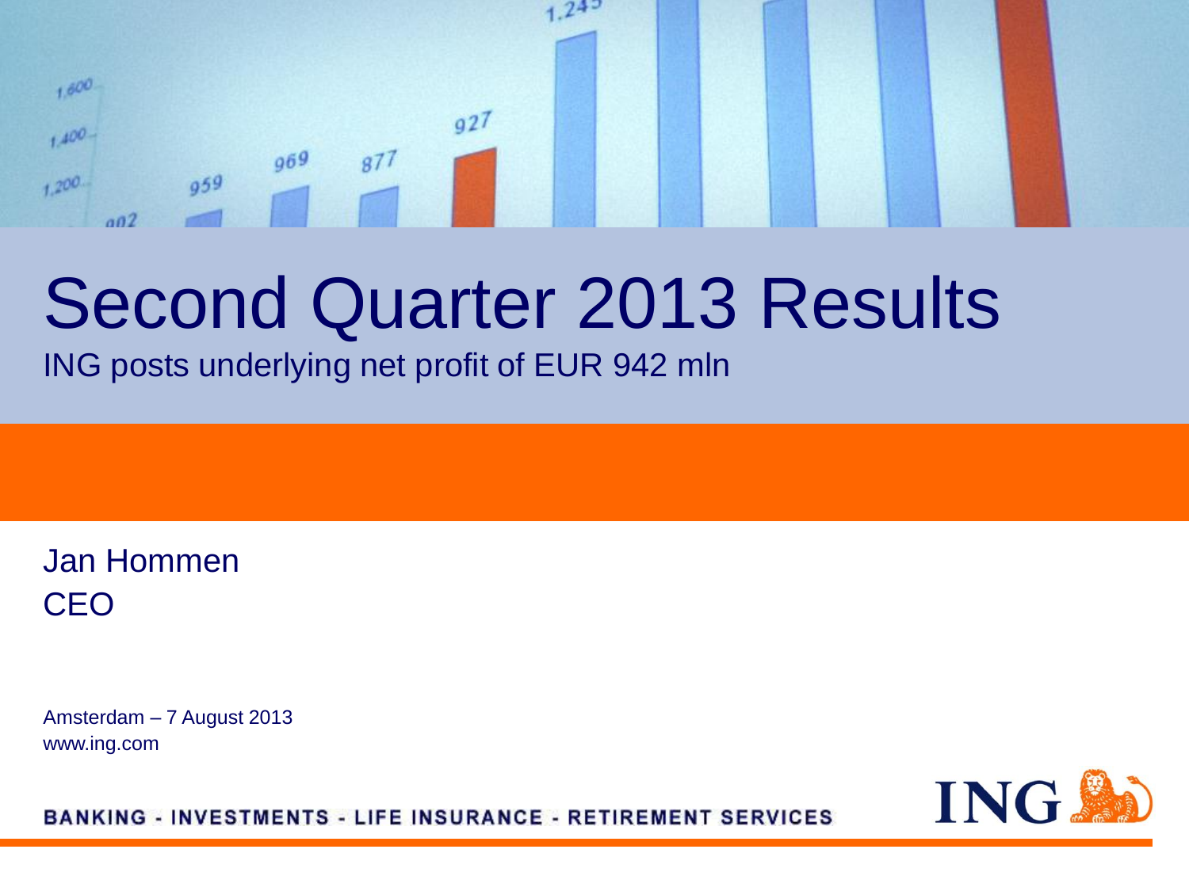# Second Quarter 2013 Results

ING posts underlying net profit of EUR 942 mln

Jan Hommen
CEO

Amsterdam – 7 August 2013
www.ing.com

BANKING - INVESTMENTS - LIFE INSURANCE - RETIREMENT SERVICES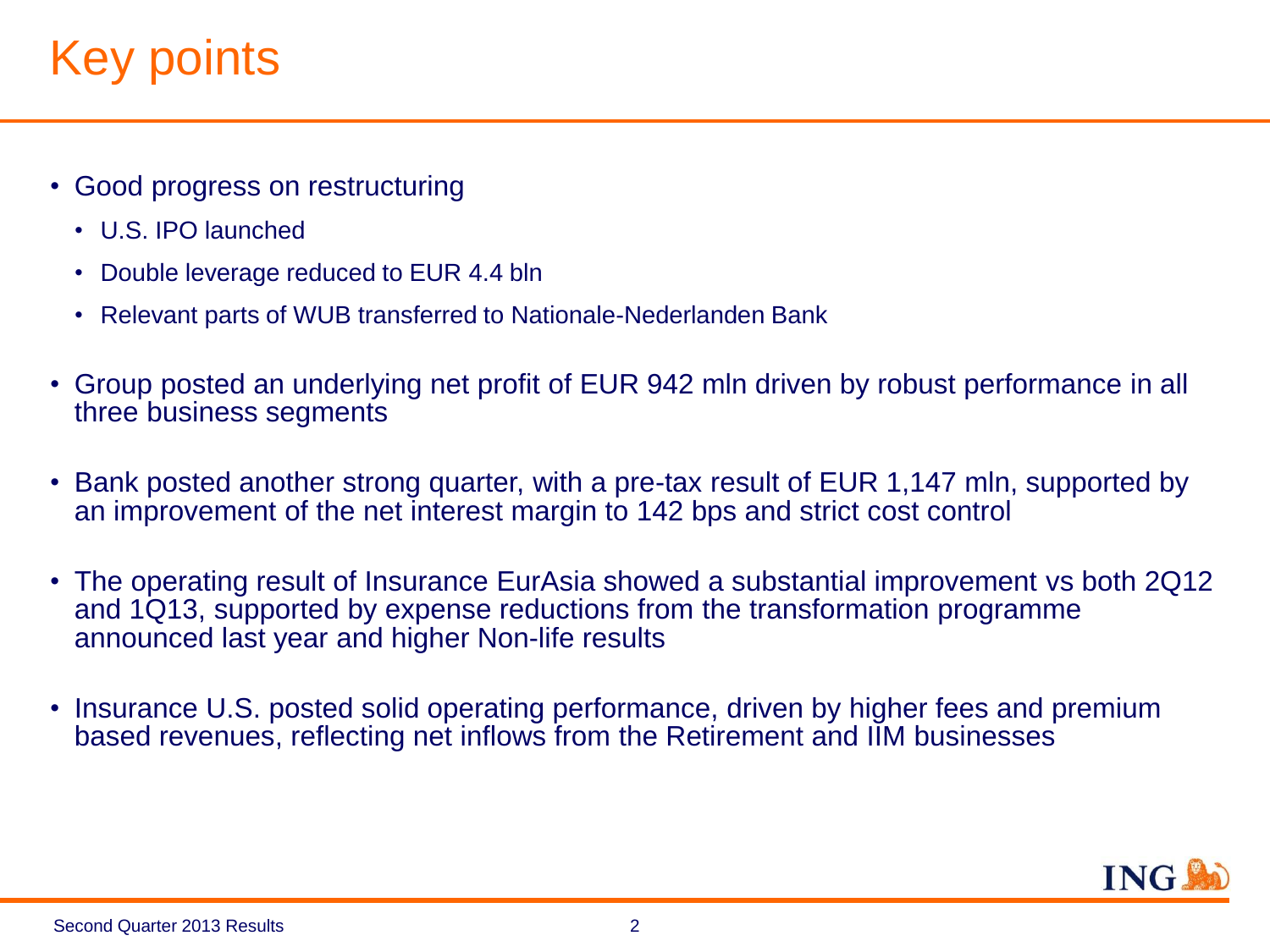# Key points

- Good progress on restructuring
  - U.S. IPO launched
  - Double leverage reduced to EUR 4.4 bln
  - Relevant parts of WUB transferred to Nationale-Nederlanden Bank
- Group posted an underlying net profit of EUR 942 mln driven by robust performance in all three business segments
- Bank posted another strong quarter, with a pre-tax result of EUR 1,147 mln, supported by an improvement of the net interest margin to 142 bps and strict cost control
- The operating result of Insurance EurAsia showed a substantial improvement vs both 2Q12 and 1Q13, supported by expense reductions from the transformation programme announced last year and higher Non-life results
- Insurance U.S. posted solid operating performance, driven by higher fees and premium based revenues, reflecting net inflows from the Retirement and IIM businesses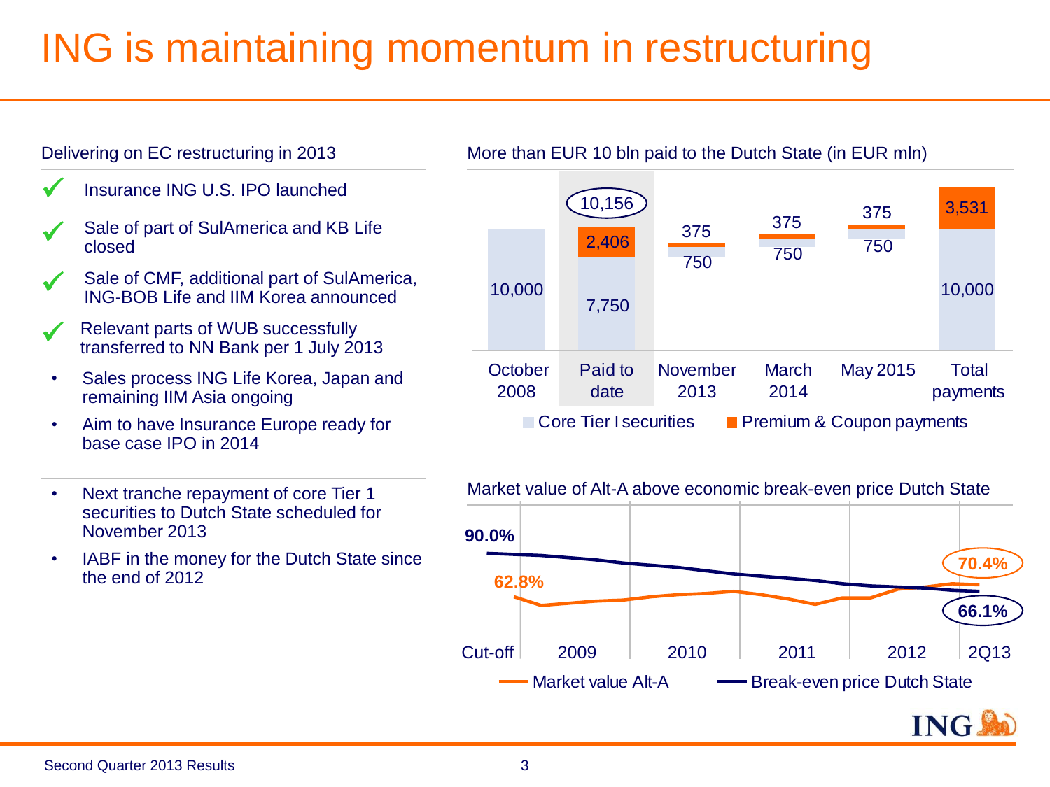# ING is maintaining momentum in restructuring

**Delivering on EC restructuring in 2013**

- ✓ Insurance ING U.S. IPO launched
- ✓ Sale of part of SulAmerica and KB Life closed
- ✓ Sale of CMF, additional part of SulAmerica, ING-BOB Life and IIM Korea announced
- ✓ Relevant parts of WUB successfully transferred to NN Bank per 1 July 2013
- Sales process ING Life Korea, Japan and remaining IIM Asia ongoing
- Aim to have Insurance Europe ready for base case IPO in 2014

---

- Next tranche repayment of core Tier 1 securities to Dutch State scheduled for November 2013
- IABF in the money for the Dutch State since the end of 2012

**More than EUR 10 bln paid to the Dutch State (in EUR mln)**

10,000
10,156
2,406
7,750
375
750
375
750
375
750
3,531
10,000

October 2008
Paid to date
November 2013
March 2014
May 2015
Total payments

Core Tier I securities
Premium & Coupon payments

**Market value of Alt-A above economic break-even price Dutch State**

90.0%
62.8%
70.4%
66.1%

Cut-off
2009
2010
2011
2012
2Q13

Market value Alt-A
Break-even price Dutch State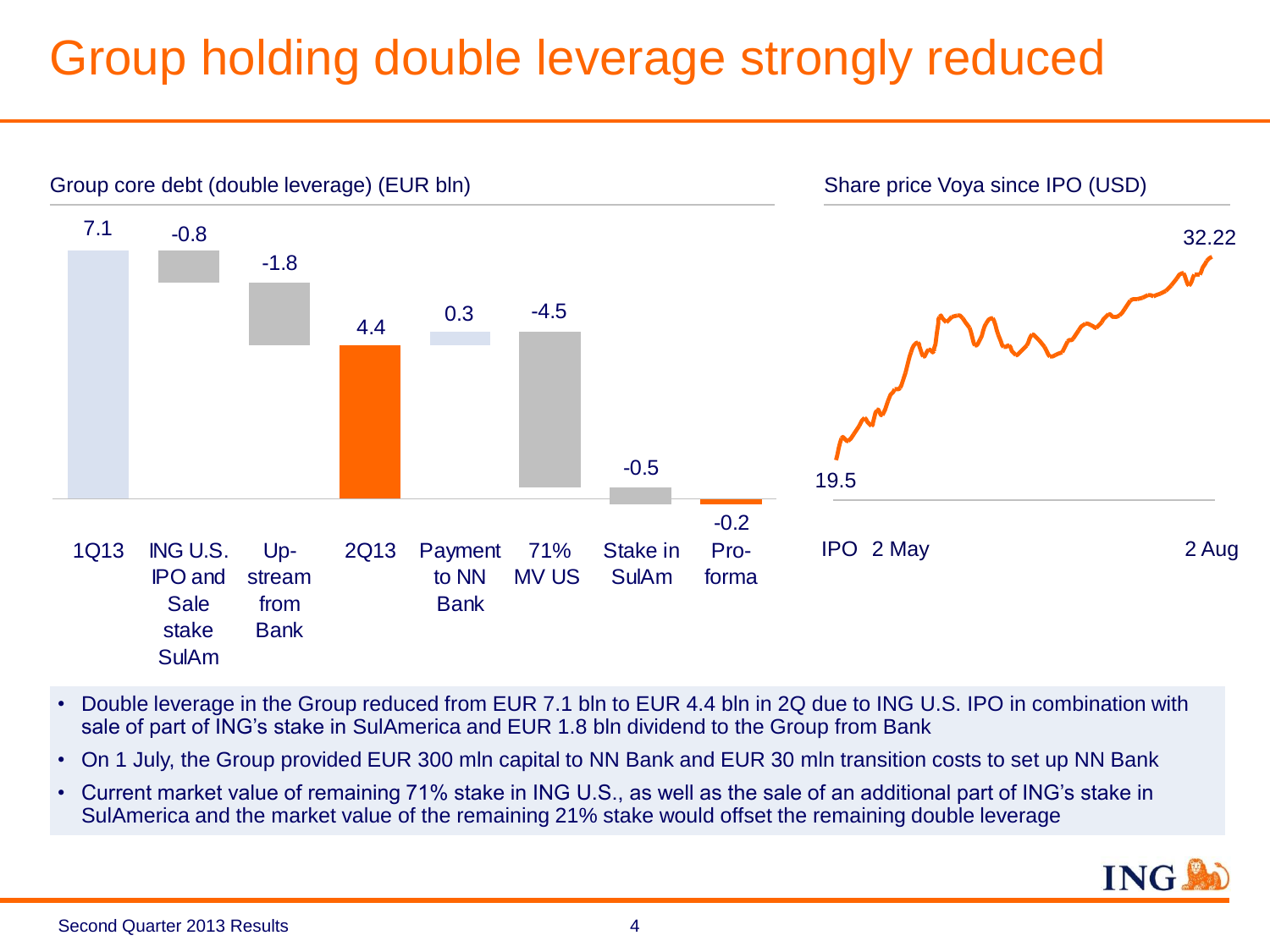# Group holding double leverage strongly reduced

Group core debt (double leverage) (EUR bln)

7.1
-0.8
-1.8
4.4
0.3
-4.5
-0.5
-0.2

1Q13
ING U.S. IPO and Sale stake SulAm
Up-stream from Bank
2Q13
Payment to NN Bank
71% MV US
Stake in SulAm
Pro-forma

Share price Voya since IPO (USD)

32.22
19.5

IPO 2 May
2 Aug

- Double leverage in the Group reduced from EUR 7.1 bln to EUR 4.4 bln in 2Q due to ING U.S. IPO in combination with sale of part of ING's stake in SulAmerica and EUR 1.8 bln dividend to the Group from Bank
- On 1 July, the Group provided EUR 300 mln capital to NN Bank and EUR 30 mln transition costs to set up NN Bank
- Current market value of remaining 71% stake in ING U.S., as well as the sale of an additional part of ING's stake in SulAmerica and the market value of the remaining 21% stake would offset the remaining double leverage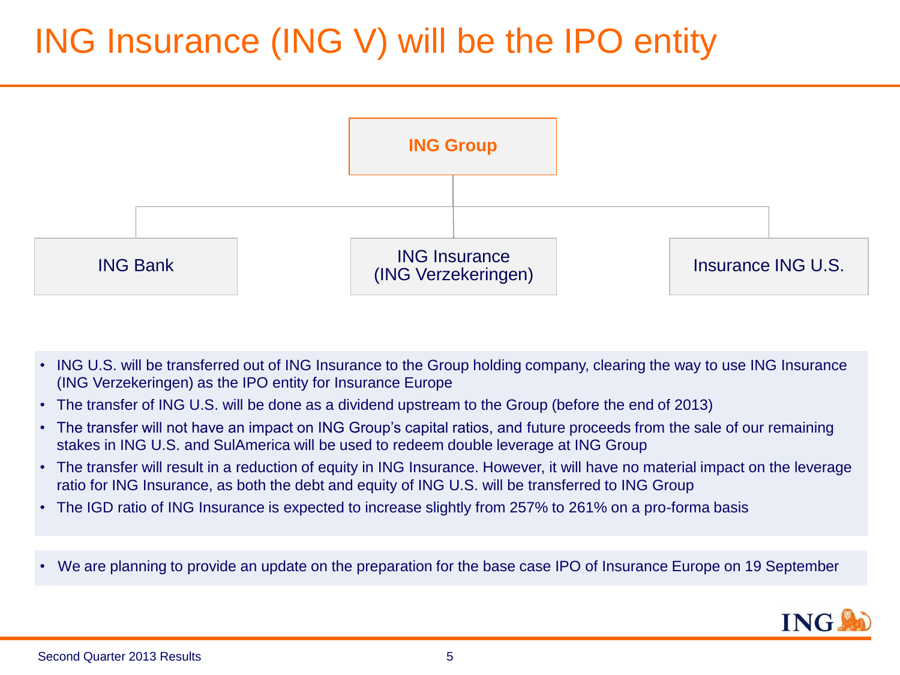# ING Insurance (ING V) will be the IPO entity

ING Group

ING Bank

ING Insurance (ING Verzekeringen)

Insurance ING U.S.

- ING U.S. will be transferred out of ING Insurance to the Group holding company, clearing the way to use ING Insurance (ING Verzekeringen) as the IPO entity for Insurance Europe
- The transfer of ING U.S. will be done as a dividend upstream to the Group (before the end of 2013)
- The transfer will not have an impact on ING Group's capital ratios, and future proceeds from the sale of our remaining stakes in ING U.S. and SulAmerica will be used to redeem double leverage at ING Group
- The transfer will result in a reduction of equity in ING Insurance. However, it will have no material impact on the leverage ratio for ING Insurance, as both the debt and equity of ING U.S. will be transferred to ING Group
- The IGD ratio of ING Insurance is expected to increase slightly from 257% to 261% on a pro-forma basis

- We are planning to provide an update on the preparation for the base case IPO of Insurance Europe on 19 September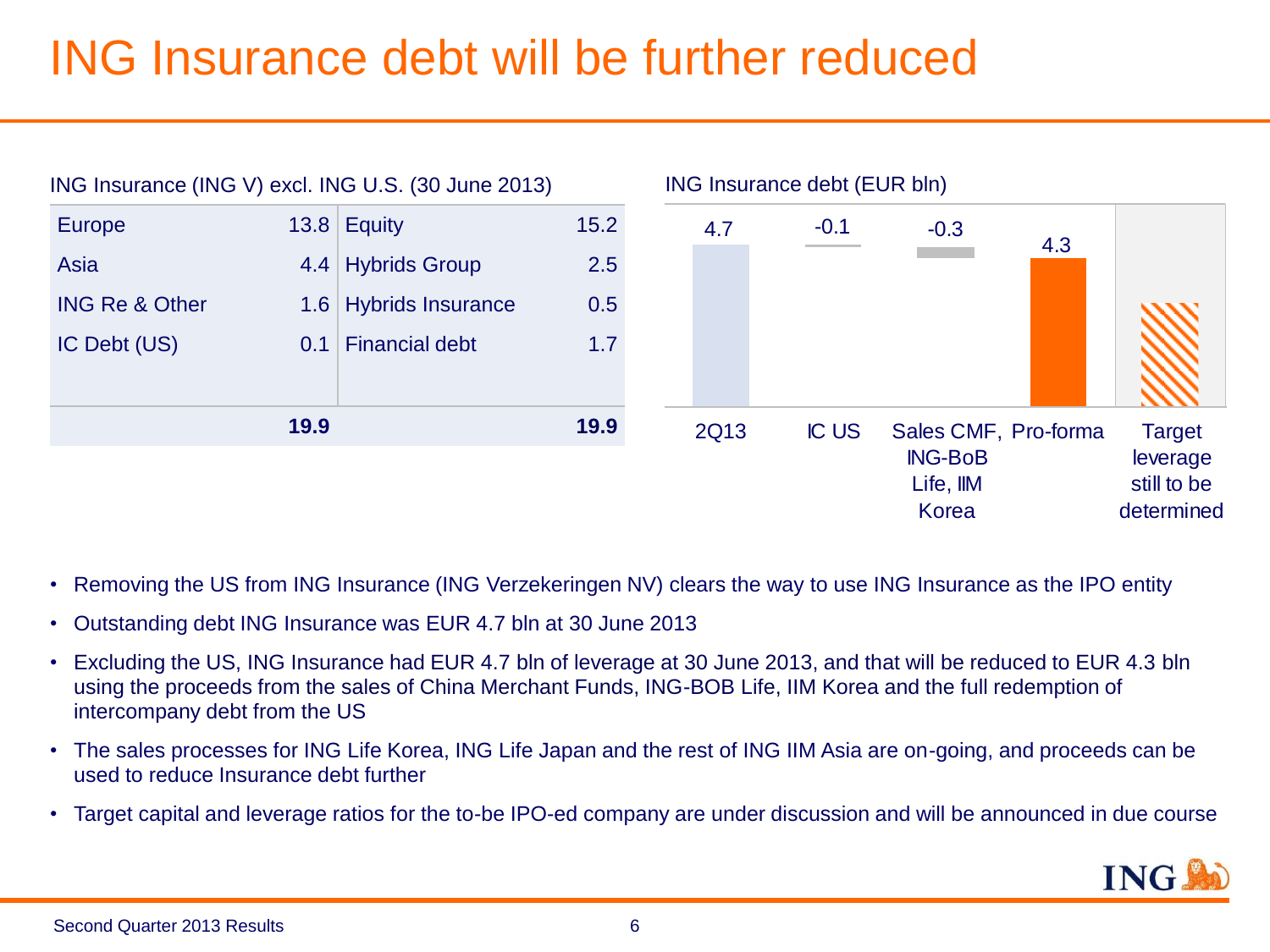# ING Insurance debt will be further reduced

ING Insurance (ING V) excl. ING U.S. (30 June 2013)

| | | | |
|---|---|---|---|
| Europe | 13.8 | Equity | 15.2 |
| Asia | 4.4 | Hybrids Group | 2.5 |
| ING Re & Other | 1.6 | Hybrids Insurance | 0.5 |
| IC Debt (US) | 0.1 | Financial debt | 1.7 |
| | **19.9** | | **19.9** |

ING Insurance debt (EUR bln)

4.7
-0.1
-0.3
4.3

2Q13
IC US
Sales CMF, ING-BoB Life, IIM Korea
Pro-forma
Target leverage still to be determined

- Removing the US from ING Insurance (ING Verzekeringen NV) clears the way to use ING Insurance as the IPO entity
- Outstanding debt ING Insurance was EUR 4.7 bln at 30 June 2013
- Excluding the US, ING Insurance had EUR 4.7 bln of leverage at 30 June 2013, and that will be reduced to EUR 4.3 bln using the proceeds from the sales of China Merchant Funds, ING-BOB Life, IIM Korea and the full redemption of intercompany debt from the US
- The sales processes for ING Life Korea, ING Life Japan and the rest of ING IIM Asia are on-going, and proceeds can be used to reduce Insurance debt further
- Target capital and leverage ratios for the to-be IPO-ed company are under discussion and will be announced in due course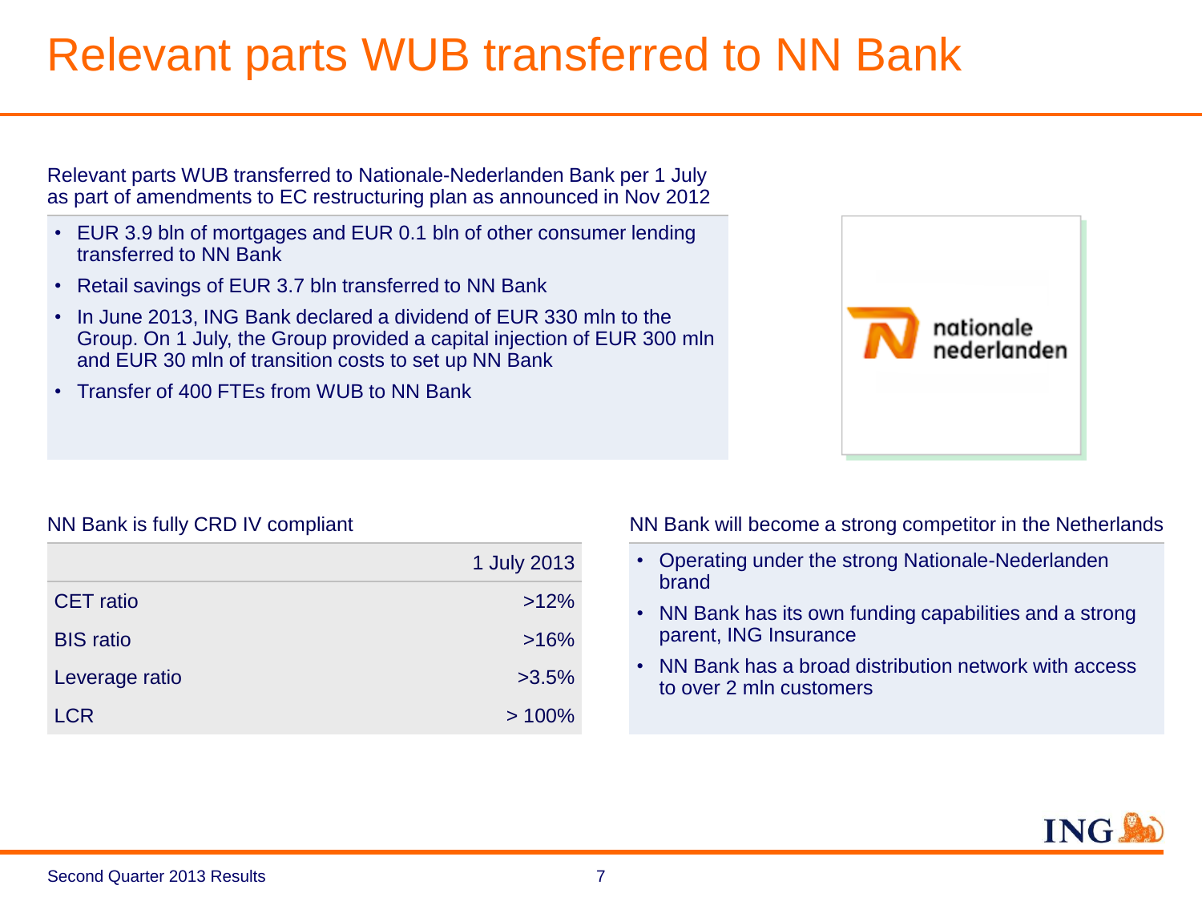# Relevant parts WUB transferred to NN Bank

Relevant parts WUB transferred to Nationale-Nederlanden Bank per 1 July as part of amendments to EC restructuring plan as announced in Nov 2012

- EUR 3.9 bln of mortgages and EUR 0.1 bln of other consumer lending transferred to NN Bank
- Retail savings of EUR 3.7 bln transferred to NN Bank
- In June 2013, ING Bank declared a dividend of EUR 330 mln to the Group. On 1 July, the Group provided a capital injection of EUR 300 mln and EUR 30 mln of transition costs to set up NN Bank
- Transfer of 400 FTEs from WUB to NN Bank

NN Bank is fully CRD IV compliant

| | 1 July 2013 |
|---|---|
| CET ratio | >12% |
| BIS ratio | >16% |
| Leverage ratio | >3.5% |
| LCR | > 100% |

NN Bank will become a strong competitor in the Netherlands

- Operating under the strong Nationale-Nederlanden brand
- NN Bank has its own funding capabilities and a strong parent, ING Insurance
- NN Bank has a broad distribution network with access to over 2 mln customers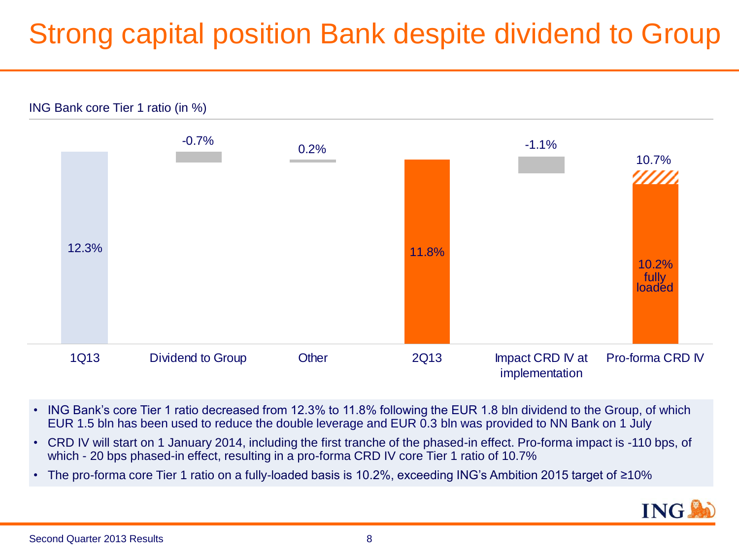# Strong capital position Bank despite dividend to Group

ING Bank core Tier 1 ratio (in %)

1Q13: 12.3%
Dividend to Group: -0.7%
Other: 0.2%
2Q13: 11.8%
Impact CRD IV at implementation: -1.1%
Pro-forma CRD IV: 10.7%
10.2% fully loaded

- ING Bank's core Tier 1 ratio decreased from 12.3% to 11.8% following the EUR 1.8 bln dividend to the Group, of which EUR 1.5 bln has been used to reduce the double leverage and EUR 0.3 bln was provided to NN Bank on 1 July
- CRD IV will start on 1 January 2014, including the first tranche of the phased-in effect. Pro-forma impact is -110 bps, of which - 20 bps phased-in effect, resulting in a pro-forma CRD IV core Tier 1 ratio of 10.7%
- The pro-forma core Tier 1 ratio on a fully-loaded basis is 10.2%, exceeding ING's Ambition 2015 target of ≥10%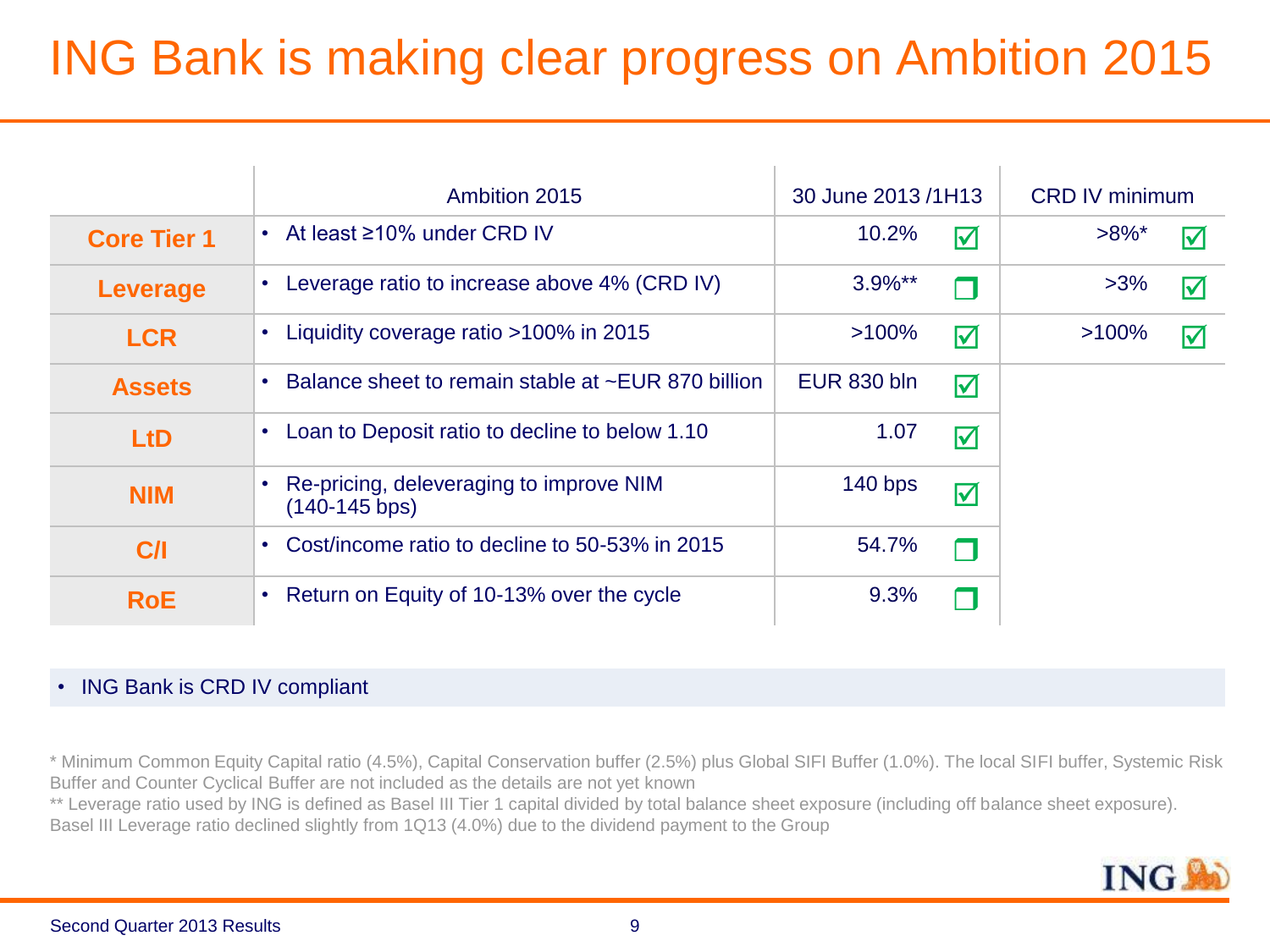# ING Bank is making clear progress on Ambition 2015

| | Ambition 2015 | 30 June 2013 /1H13 | | CRD IV minimum | |
|---|---|---|---|---|---|
| **Core Tier 1** | • At least ≥10% under CRD IV | 10.2% | ☑ | >8%* | ☑ |
| **Leverage** | • Leverage ratio to increase above 4% (CRD IV) | 3.9%** | ☐ | >3% | ☑ |
| **LCR** | • Liquidity coverage ratio >100% in 2015 | >100% | ☑ | >100% | ☑ |
| **Assets** | • Balance sheet to remain stable at ~EUR 870 billion | EUR 830 bln | ☑ | | |
| **LtD** | • Loan to Deposit ratio to decline to below 1.10 | 1.07 | ☑ | | |
| **NIM** | • Re-pricing, deleveraging to improve NIM (140-145 bps) | 140 bps | ☑ | | |
| **C/I** | • Cost/income ratio to decline to 50-53% in 2015 | 54.7% | ☐ | | |
| **RoE** | • Return on Equity of 10-13% over the cycle | 9.3% | ☐ | | |

- ING Bank is CRD IV compliant

\* Minimum Common Equity Capital ratio (4.5%), Capital Conservation buffer (2.5%) plus Global SIFI Buffer (1.0%). The local SIFI buffer, Systemic Risk Buffer and Counter Cyclical Buffer are not included as the details are not yet known

\*\* Leverage ratio used by ING is defined as Basel III Tier 1 capital divided by total balance sheet exposure (including off balance sheet exposure). Basel III Leverage ratio declined slightly from 1Q13 (4.0%) due to the dividend payment to the Group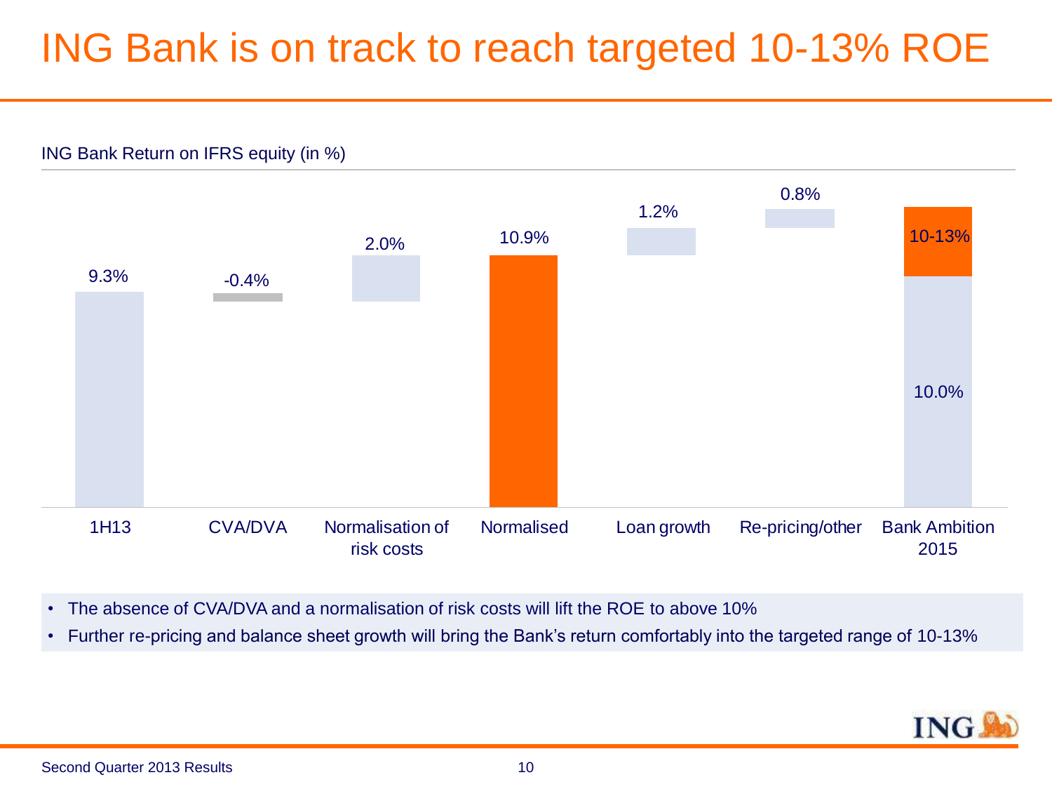# ING Bank is on track to reach targeted 10-13% ROE

ING Bank Return on IFRS equity (in %)

9.3%
-0.4%
2.0%
10.9%
1.2%
0.8%
10-13%
10.0%

1H13
CVA/DVA
Normalisation of risk costs
Normalised
Loan growth
Re-pricing/other
Bank Ambition 2015

- The absence of CVA/DVA and a normalisation of risk costs will lift the ROE to above 10%
- Further re-pricing and balance sheet growth will bring the Bank's return comfortably into the targeted range of 10-13%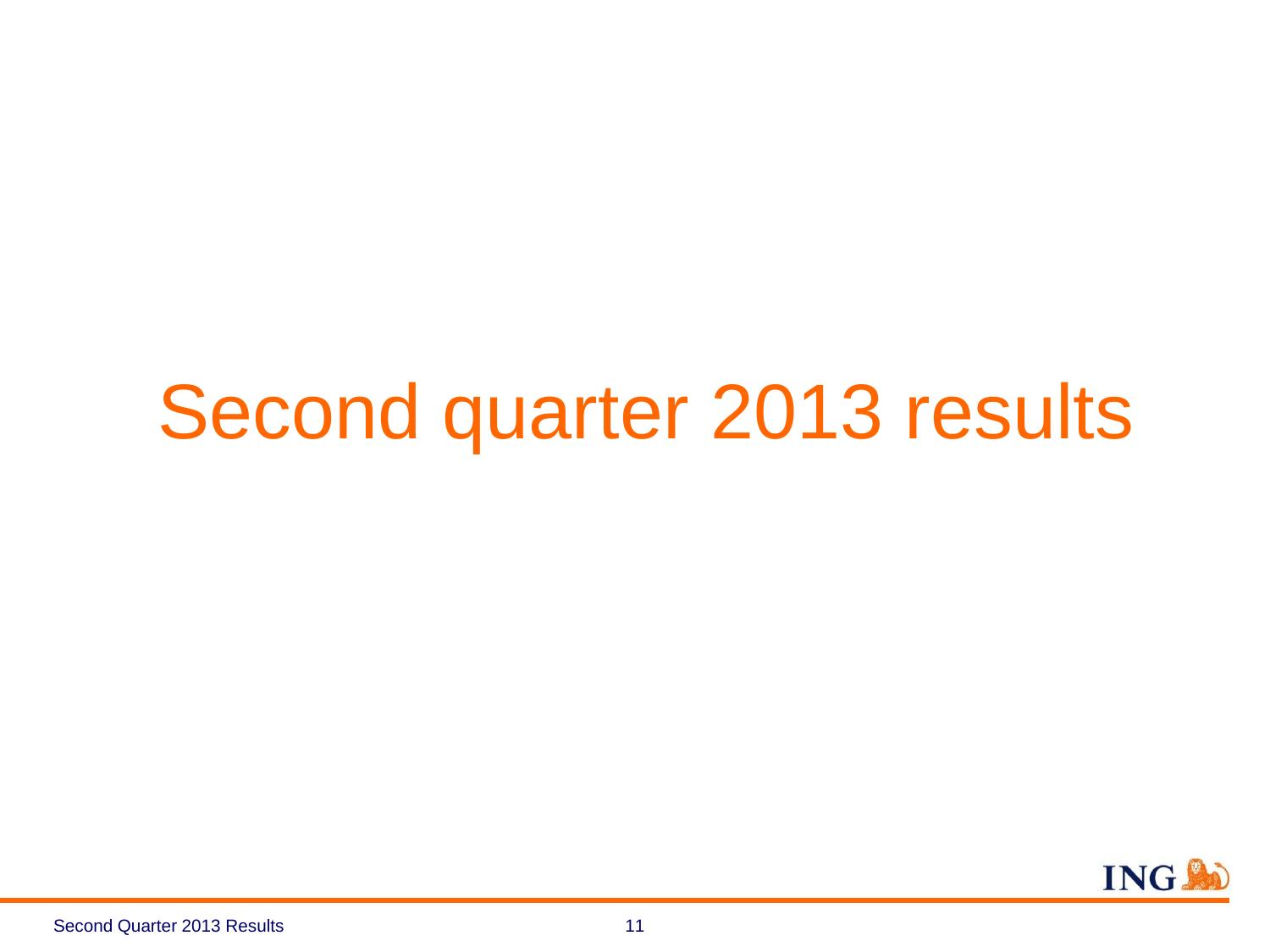# Second quarter 2013 results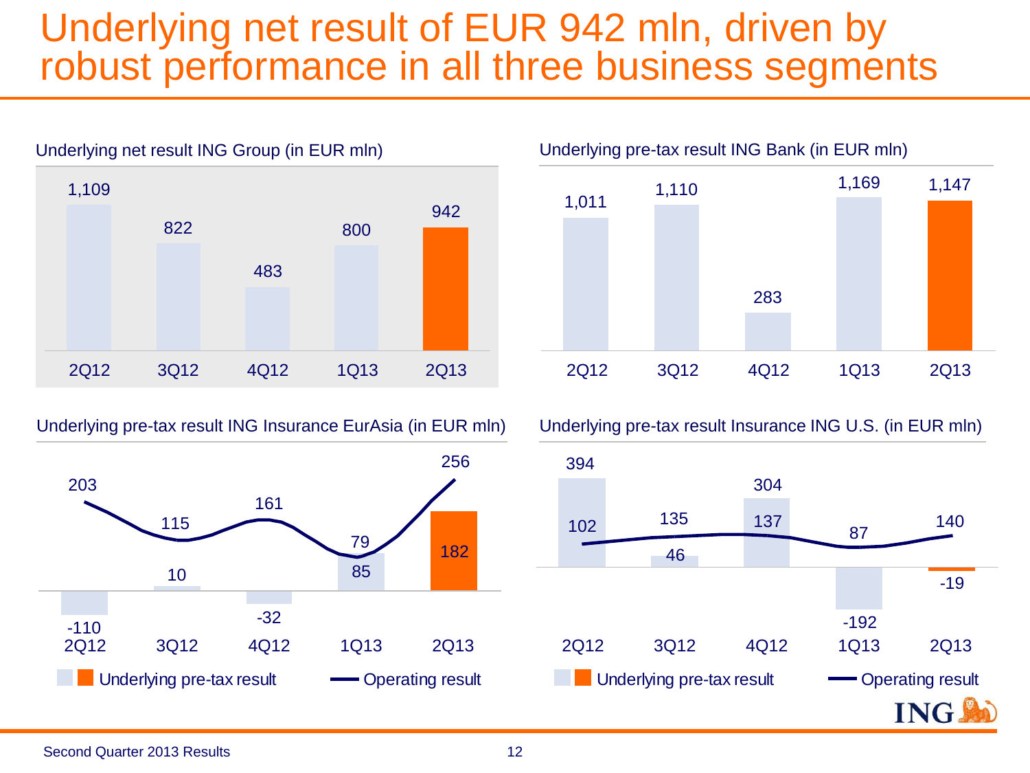# Underlying net result of EUR 942 mln, driven by robust performance in all three business segments

**Underlying net result ING Group (in EUR mln)**

| 2Q12 | 3Q12 | 4Q12 | 1Q13 | 2Q13 |
|---|---|---|---|---|
| 1,109 | 822 | 483 | 800 | 942 |

**Underlying pre-tax result ING Bank (in EUR mln)**

| 2Q12 | 3Q12 | 4Q12 | 1Q13 | 2Q13 |
|---|---|---|---|---|
| 1,011 | 1,110 | 283 | 1,169 | 1,147 |

**Underlying pre-tax result ING Insurance EurAsia (in EUR mln)**

| | 2Q12 | 3Q12 | 4Q12 | 1Q13 | 2Q13 |
|---|---|---|---|---|---|
| Underlying pre-tax result | -110 | 10 | -32 | 85 | 182 |
| Operating result | 203 | 115 | 161 | 79 | 256 |

**Underlying pre-tax result Insurance ING U.S. (in EUR mln)**

| | 2Q12 | 3Q12 | 4Q12 | 1Q13 | 2Q13 |
|---|---|---|---|---|---|
| Underlying pre-tax result | 394 | 46 | 304 | -192 | -19 |
| Operating result | 102 | 135 | 137 | 87 | 140 |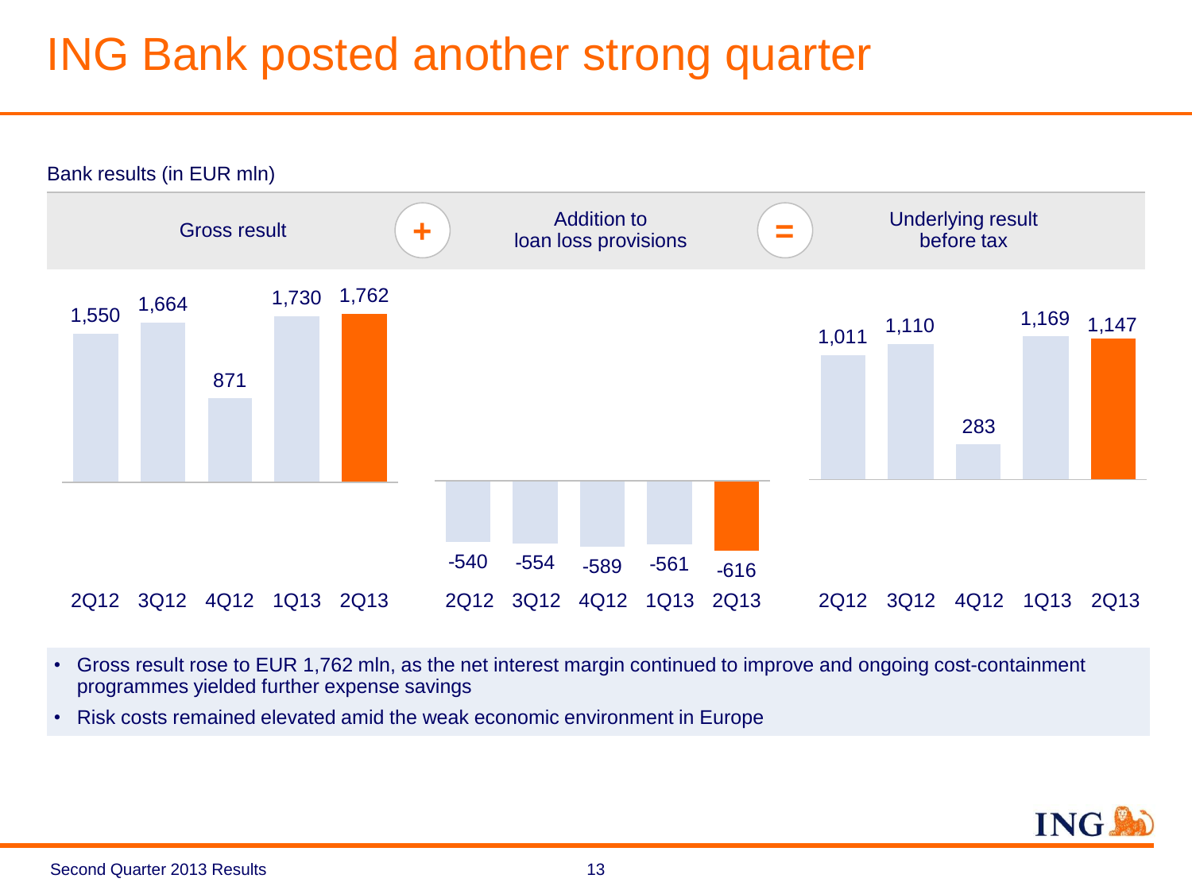# ING Bank posted another strong quarter

Bank results (in EUR mln)

Gross result + Addition to loan loss provisions = Underlying result before tax

Gross result

1,550 1,664 871 1,730 1,762

2Q12 3Q12 4Q12 1Q13 2Q13

Addition to loan loss provisions

-540 -554 -589 -561 -616

2Q12 3Q12 4Q12 1Q13 2Q13

Underlying result before tax

1,011 1,110 283 1,169 1,147

2Q12 3Q12 4Q12 1Q13 2Q13

- Gross result rose to EUR 1,762 mln, as the net interest margin continued to improve and ongoing cost-containment programmes yielded further expense savings
- Risk costs remained elevated amid the weak economic environment in Europe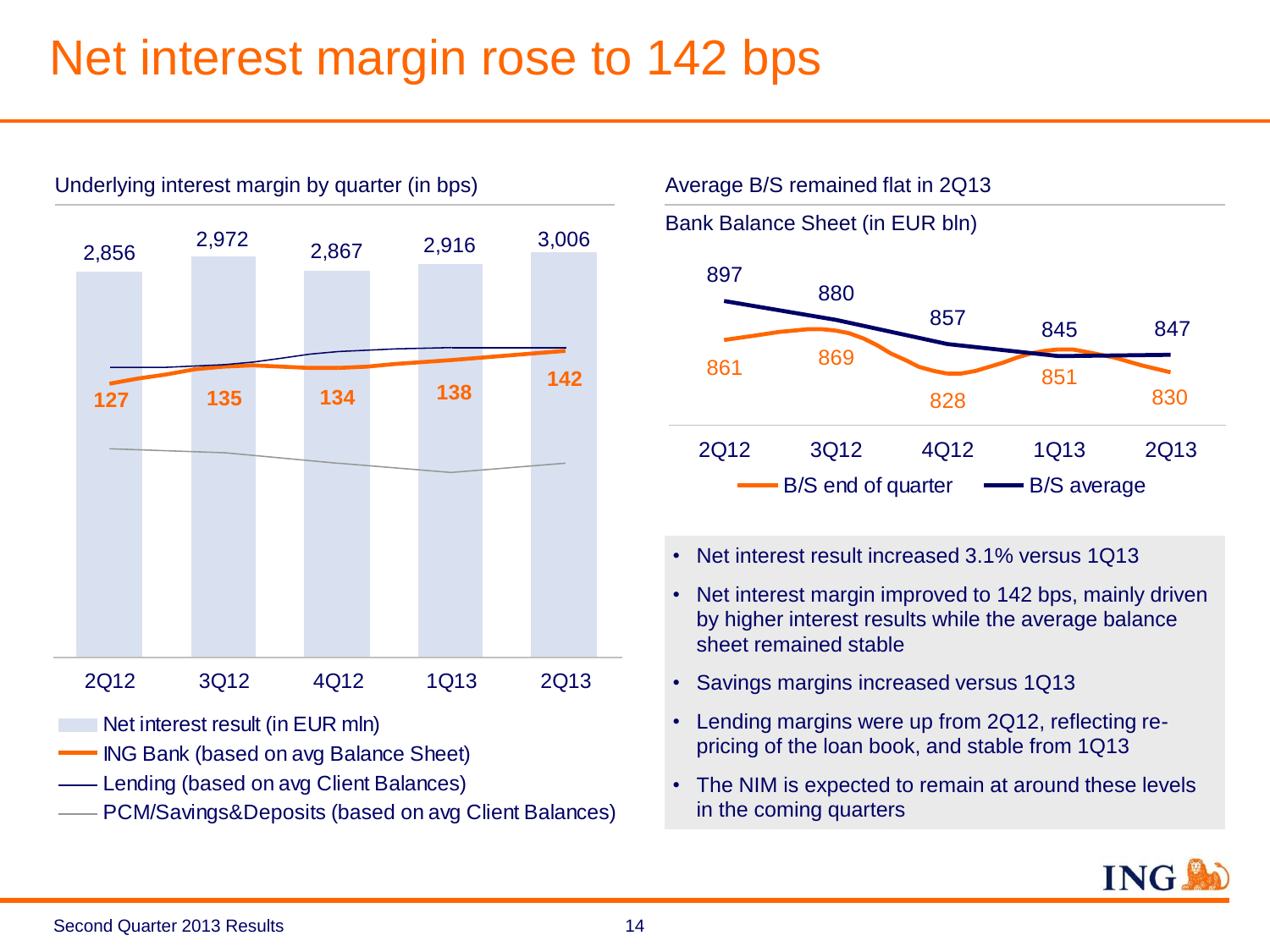# Net interest margin rose to 142 bps

## Underlying interest margin by quarter (in bps)

2,856
2,972
2,867
2,916
3,006

127
135
134
138
142

2Q12
3Q12
4Q12
1Q13
2Q13

Net interest result (in EUR mln)
ING Bank (based on avg Balance Sheet)
Lending (based on avg Client Balances)
PCM/Savings&Deposits (based on avg Client Balances)

## Average B/S remained flat in 2Q13

Bank Balance Sheet (in EUR bln)

897
880
857
845
847

861
869
828
851
830

2Q12
3Q12
4Q12
1Q13
2Q13

B/S end of quarter
B/S average

- Net interest result increased 3.1% versus 1Q13
- Net interest margin improved to 142 bps, mainly driven by higher interest results while the average balance sheet remained stable
- Savings margins increased versus 1Q13
- Lending margins were up from 2Q12, reflecting re-pricing of the loan book, and stable from 1Q13
- The NIM is expected to remain at around these levels in the coming quarters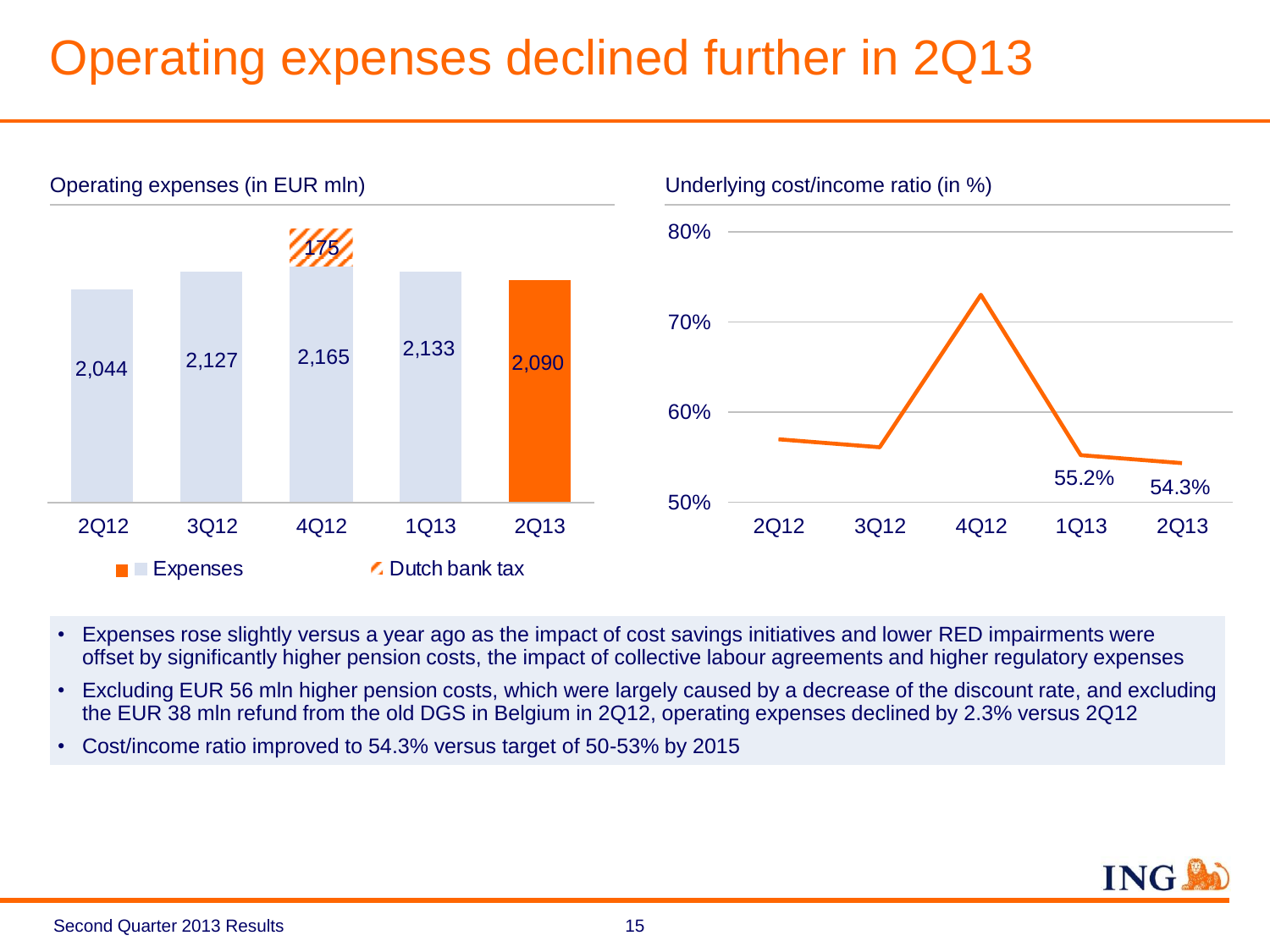# Operating expenses declined further in 2Q13

Operating expenses (in EUR mln)

175

2,044
2,127
2,165
2,133
2,090

2Q12
3Q12
4Q12
1Q13
2Q13

Expenses
Dutch bank tax

Underlying cost/income ratio (in %)

80%
70%
60%
50%

55.2%
54.3%

2Q12
3Q12
4Q12
1Q13
2Q13

- Expenses rose slightly versus a year ago as the impact of cost savings initiatives and lower RED impairments were offset by significantly higher pension costs, the impact of collective labour agreements and higher regulatory expenses
- Excluding EUR 56 mln higher pension costs, which were largely caused by a decrease of the discount rate, and excluding the EUR 38 mln refund from the old DGS in Belgium in 2Q12, operating expenses declined by 2.3% versus 2Q12
- Cost/income ratio improved to 54.3% versus target of 50-53% by 2015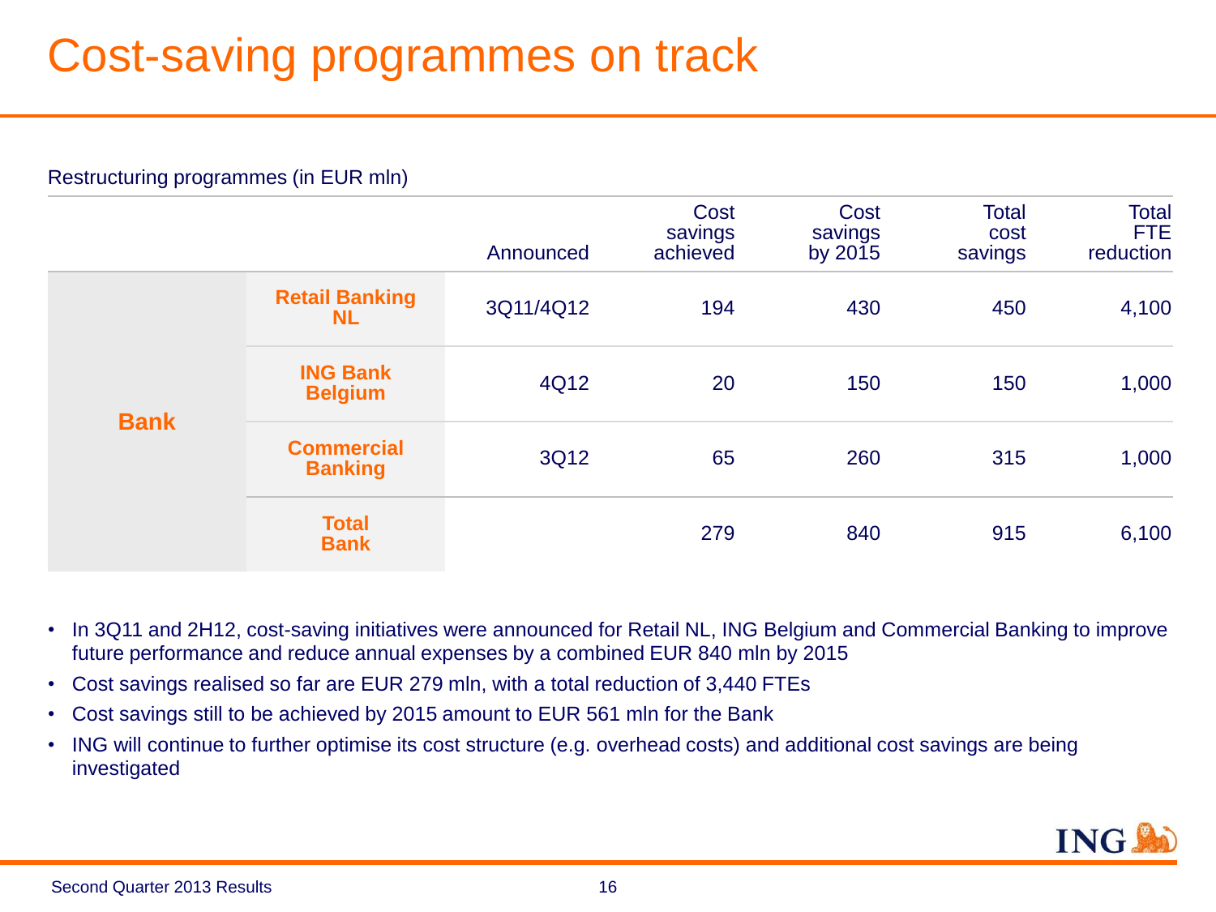# Cost-saving programmes on track

Restructuring programmes (in EUR mln)

| | | Announced | Cost savings achieved | Cost savings by 2015 | Total cost savings | Total FTE reduction |
|---|---|---|---|---|---|---|
| **Bank** | **Retail Banking NL** | 3Q11/4Q12 | 194 | 430 | 450 | 4,100 |
| | **ING Bank Belgium** | 4Q12 | 20 | 150 | 150 | 1,000 |
| | **Commercial Banking** | 3Q12 | 65 | 260 | 315 | 1,000 |
| | **Total Bank** | | 279 | 840 | 915 | 6,100 |

- In 3Q11 and 2H12, cost-saving initiatives were announced for Retail NL, ING Belgium and Commercial Banking to improve future performance and reduce annual expenses by a combined EUR 840 mln by 2015
- Cost savings realised so far are EUR 279 mln, with a total reduction of 3,440 FTEs
- Cost savings still to be achieved by 2015 amount to EUR 561 mln for the Bank
- ING will continue to further optimise its cost structure (e.g. overhead costs) and additional cost savings are being investigated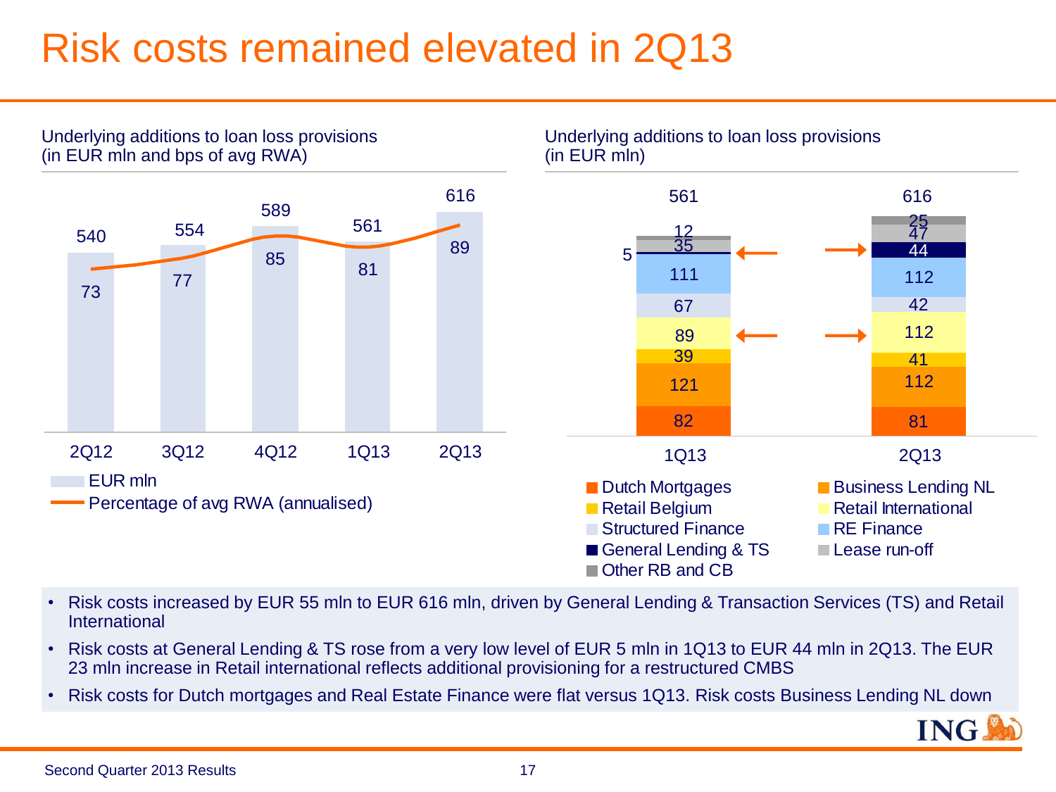# Risk costs remained elevated in 2Q13

Underlying additions to loan loss provisions
(in EUR mln and bps of avg RWA)

540 554 589 561 616

73 77 85 81 89

2Q12 3Q12 4Q12 1Q13 2Q13

EUR mln

Percentage of avg RWA (annualised)

Underlying additions to loan loss provisions
(in EUR mln)

561 616

1Q13: 12, 35, 5, 111, 67, 89, 39, 121, 82

2Q13: 25, 47, 44, 112, 42, 112, 41, 112, 81

1Q13 2Q13

Dutch Mortgages
Business Lending NL
Retail Belgium
Retail International
Structured Finance
RE Finance
General Lending & TS
Lease run-off
Other RB and CB

- Risk costs increased by EUR 55 mln to EUR 616 mln, driven by General Lending & Transaction Services (TS) and Retail International
- Risk costs at General Lending & TS rose from a very low level of EUR 5 mln in 1Q13 to EUR 44 mln in 2Q13. The EUR 23 mln increase in Retail international reflects additional provisioning for a restructured CMBS
- Risk costs for Dutch mortgages and Real Estate Finance were flat versus 1Q13. Risk costs Business Lending NL down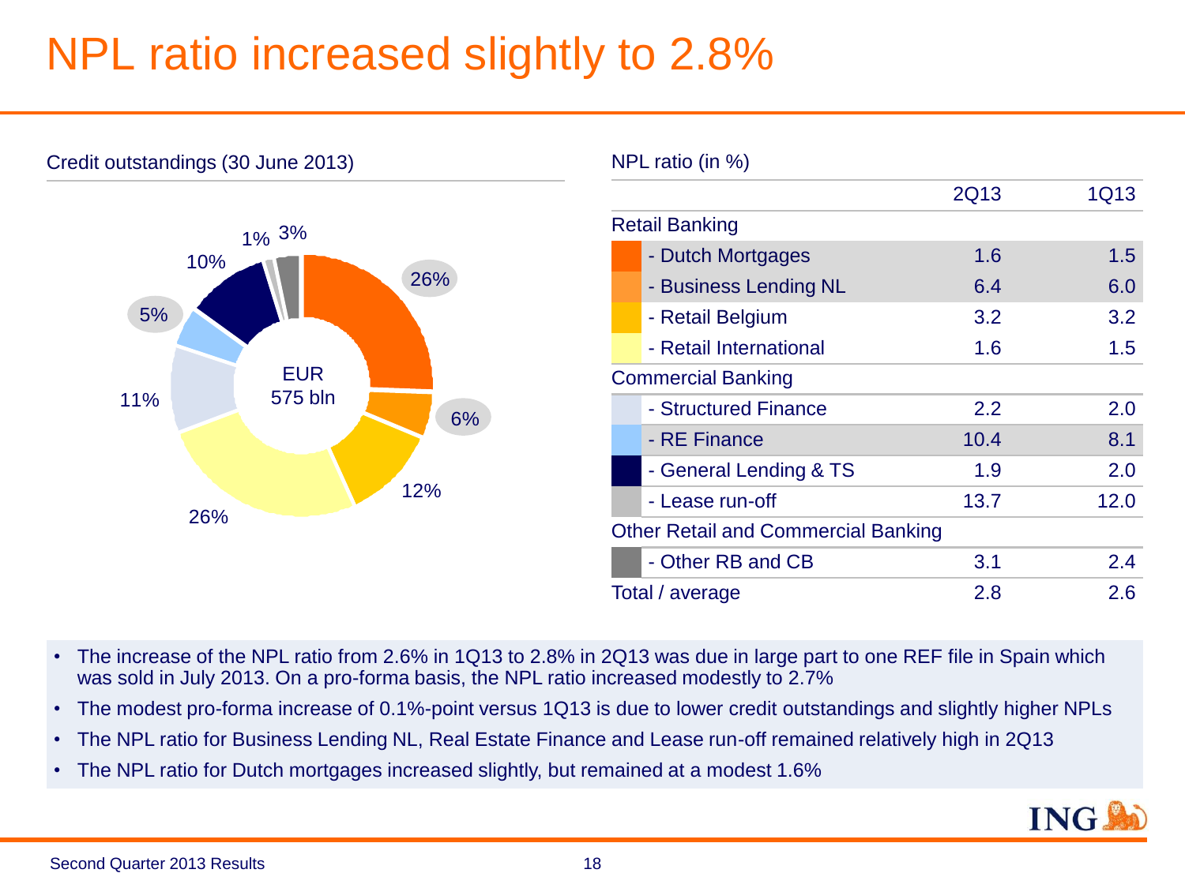# NPL ratio increased slightly to 2.8%

Credit outstandings (30 June 2013)

EUR
575 bln

26%
6%
12%
26%
11%
5%
10%
1%
3%

NPL ratio (in %)

| | 2Q13 | 1Q13 |
|---|---|---|
| Retail Banking | | |
| - Dutch Mortgages | 1.6 | 1.5 |
| - Business Lending NL | 6.4 | 6.0 |
| - Retail Belgium | 3.2 | 3.2 |
| - Retail International | 1.6 | 1.5 |
| Commercial Banking | | |
| - Structured Finance | 2.2 | 2.0 |
| - RE Finance | 10.4 | 8.1 |
| - General Lending & TS | 1.9 | 2.0 |
| - Lease run-off | 13.7 | 12.0 |
| Other Retail and Commercial Banking | | |
| - Other RB and CB | 3.1 | 2.4 |
| Total / average | 2.8 | 2.6 |

- The increase of the NPL ratio from 2.6% in 1Q13 to 2.8% in 2Q13 was due in large part to one REF file in Spain which was sold in July 2013. On a pro-forma basis, the NPL ratio increased modestly to 2.7%
- The modest pro-forma increase of 0.1%-point versus 1Q13 is due to lower credit outstandings and slightly higher NPLs
- The NPL ratio for Business Lending NL, Real Estate Finance and Lease run-off remained relatively high in 2Q13
- The NPL ratio for Dutch mortgages increased slightly, but remained at a modest 1.6%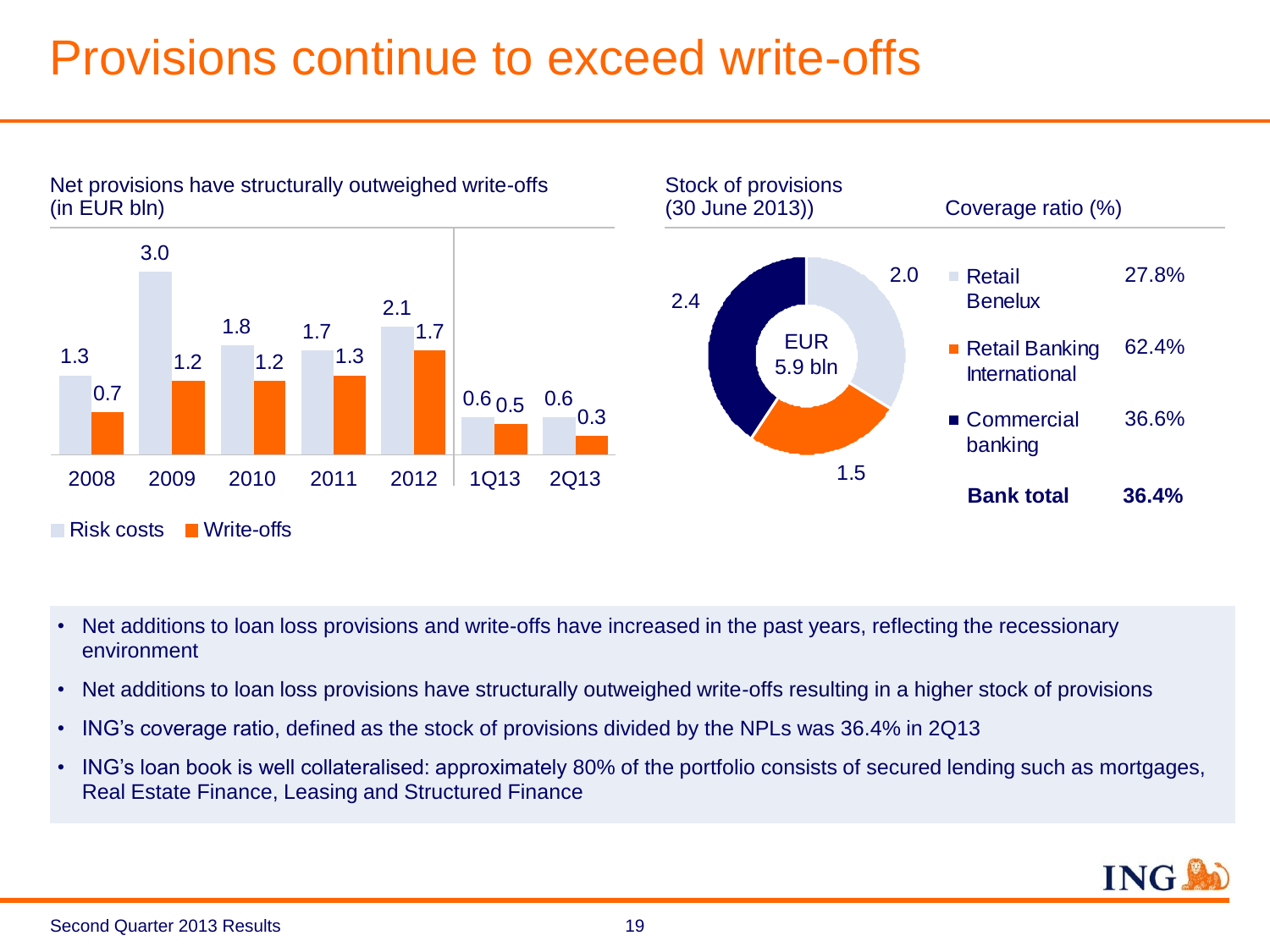# Provisions continue to exceed write-offs

Net provisions have structurally outweighed write-offs
(in EUR bln)

3.0
1.3
1.2
1.8
1.2
1.7
1.3
2.1
1.7
0.7
0.6
0.5
0.6
0.3

2008 2009 2010 2011 2012 1Q13 2Q13

Risk costs   Write-offs

Stock of provisions
(30 June 2013))

2.4
2.0
1.5
EUR
5.9 bln

Coverage ratio (%)

| | |
|---|---|
| Retail Benelux | 27.8% |
| Retail Banking International | 62.4% |
| Commercial banking | 36.6% |
| **Bank total** | **36.4%** |

- Net additions to loan loss provisions and write-offs have increased in the past years, reflecting the recessionary environment
- Net additions to loan loss provisions have structurally outweighed write-offs resulting in a higher stock of provisions
- ING's coverage ratio, defined as the stock of provisions divided by the NPLs was 36.4% in 2Q13
- ING's loan book is well collateralised: approximately 80% of the portfolio consists of secured lending such as mortgages, Real Estate Finance, Leasing and Structured Finance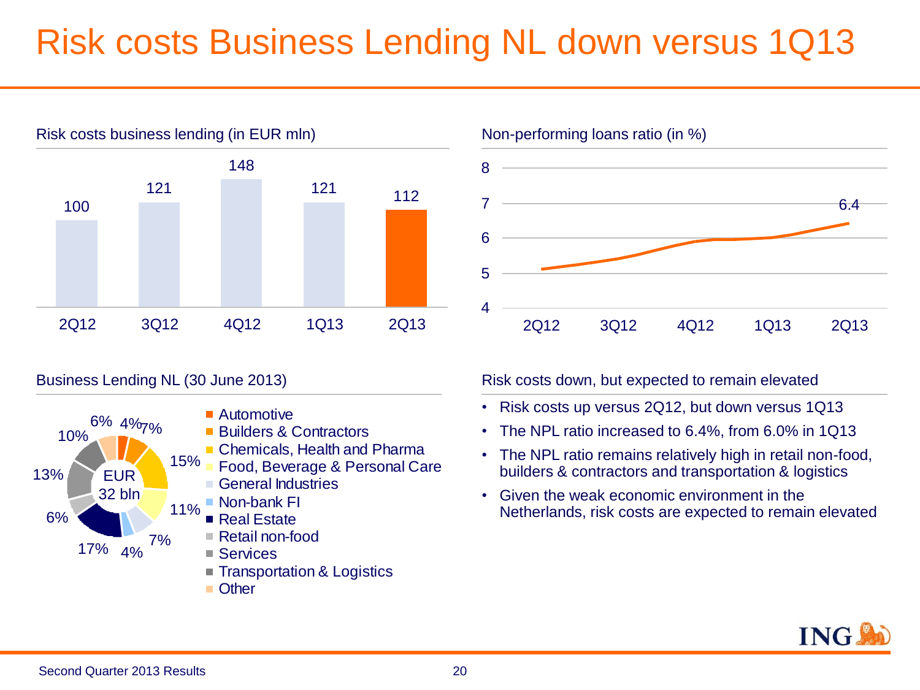# Risk costs Business Lending NL down versus 1Q13

## Risk costs business lending (in EUR mln)

100
121
148
121
112

2Q12 3Q12 4Q12 1Q13 2Q13

## Non-performing loans ratio (in %)

8
7
6
5
4

6.4

2Q12 3Q12 4Q12 1Q13 2Q13

## Business Lending NL (30 June 2013)

EUR 32 bln

6% 4% 7% 15% 11% 7% 4% 17% 6% 13% 10%

- Automotive
- Builders & Contractors
- Chemicals, Health and Pharma
- Food, Beverage & Personal Care
- General Industries
- Non-bank FI
- Real Estate
- Retail non-food
- Services
- Transportation & Logistics
- Other

## Risk costs down, but expected to remain elevated

- Risk costs up versus 2Q12, but down versus 1Q13
- The NPL ratio increased to 6.4%, from 6.0% in 1Q13
- The NPL ratio remains relatively high in retail non-food, builders & contractors and transportation & logistics
- Given the weak economic environment in the Netherlands, risk costs are expected to remain elevated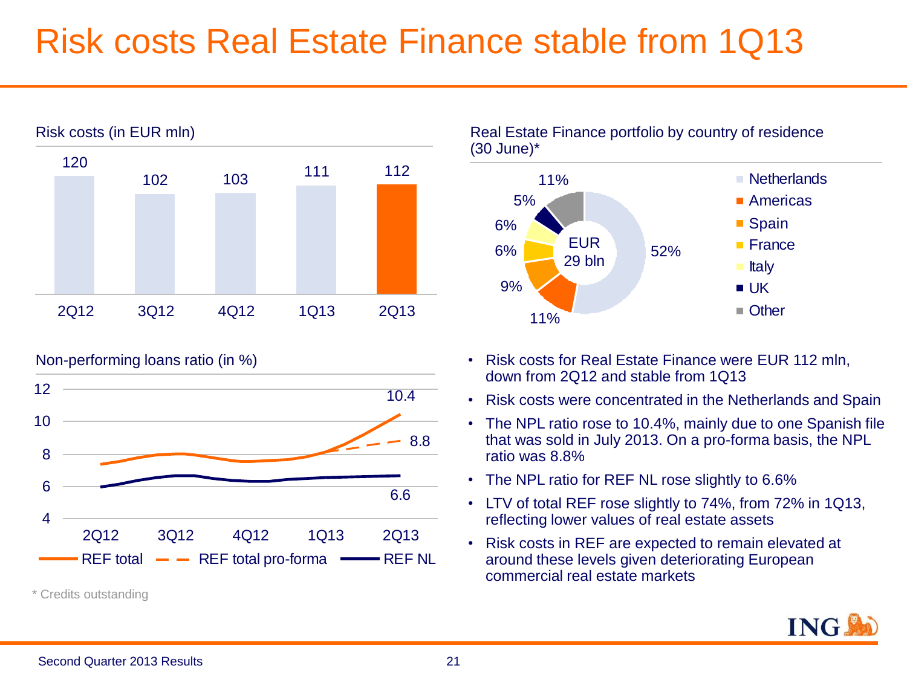# Risk costs Real Estate Finance stable from 1Q13

Risk costs (in EUR mln)

120
102
103
111
112

2Q12
3Q12
4Q12
1Q13
2Q13

Non-performing loans ratio (in %)

12
10
8
6
4

10.4
8.8
6.6

2Q12
3Q12
4Q12
1Q13
2Q13

REF total
REF total pro-forma
REF NL

\* Credits outstanding

Real Estate Finance portfolio by country of residence (30 June)*

EUR 29 bln

52%
11%
9%
6%
6%
5%
11%

Netherlands
Americas
Spain
France
Italy
UK
Other

- Risk costs for Real Estate Finance were EUR 112 mln, down from 2Q12 and stable from 1Q13
- Risk costs were concentrated in the Netherlands and Spain
- The NPL ratio rose to 10.4%, mainly due to one Spanish file that was sold in July 2013. On a pro-forma basis, the NPL ratio was 8.8%
- The NPL ratio for REF NL rose slightly to 6.6%
- LTV of total REF rose slightly to 74%, from 72% in 1Q13, reflecting lower values of real estate assets
- Risk costs in REF are expected to remain elevated at around these levels given deteriorating European commercial real estate markets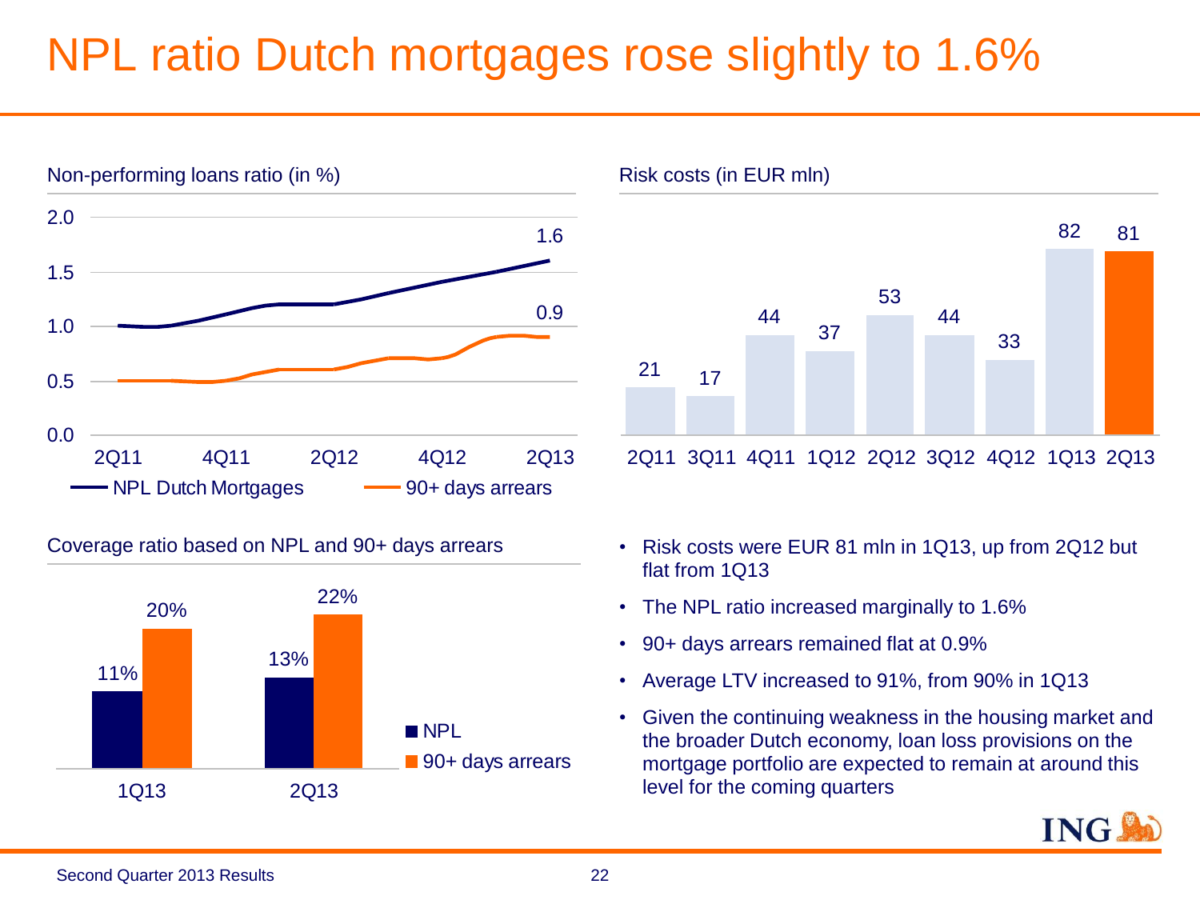# NPL ratio Dutch mortgages rose slightly to 1.6%

Non-performing loans ratio (in %)

2.0
1.5
1.0
0.5
0.0

1.6
0.9

2Q11 4Q11 2Q12 4Q12 2Q13

NPL Dutch Mortgages
90+ days arrears

Risk costs (in EUR mln)

21 17 44 37 53 44 33 82 81

2Q11 3Q11 4Q11 1Q12 2Q12 3Q12 4Q12 1Q13 2Q13

Coverage ratio based on NPL and 90+ days arrears

11% 20%
13% 22%

1Q13 2Q13

NPL
90+ days arrears

- Risk costs were EUR 81 mln in 1Q13, up from 2Q12 but flat from 1Q13
- The NPL ratio increased marginally to 1.6%
- 90+ days arrears remained flat at 0.9%
- Average LTV increased to 91%, from 90% in 1Q13
- Given the continuing weakness in the housing market and the broader Dutch economy, loan loss provisions on the mortgage portfolio are expected to remain at around this level for the coming quarters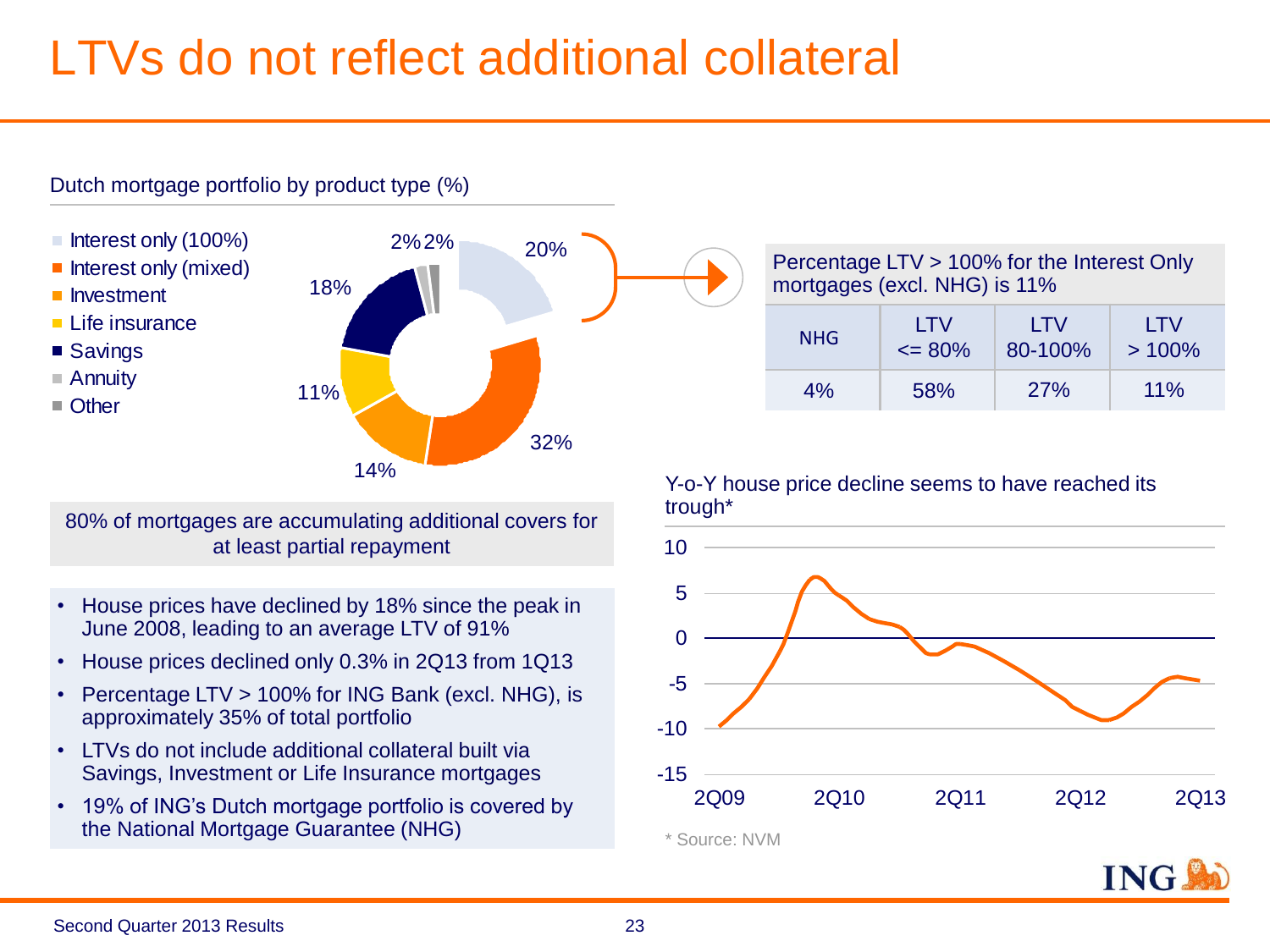# LTVs do not reflect additional collateral

Dutch mortgage portfolio by product type (%)

- Interest only (100%)
- Interest only (mixed)
- Investment
- Life insurance
- Savings
- Annuity
- Other

2% 2% 20% 18% 11% 14% 32%

80% of mortgages are accumulating additional covers for at least partial repayment

- House prices have declined by 18% since the peak in June 2008, leading to an average LTV of 91%
- House prices declined only 0.3% in 2Q13 from 1Q13
- Percentage LTV > 100% for ING Bank (excl. NHG), is approximately 35% of total portfolio
- LTVs do not include additional collateral built via Savings, Investment or Life Insurance mortgages
- 19% of ING's Dutch mortgage portfolio is covered by the National Mortgage Guarantee (NHG)

Percentage LTV > 100% for the Interest Only mortgages (excl. NHG) is 11%

| NHG | LTV <= 80% | LTV 80-100% | LTV > 100% |
|---|---|---|---|
| 4% | 58% | 27% | 11% |

Y-o-Y house price decline seems to have reached its trough*

10
5
0
-5
-10
-15

2Q09 2Q10 2Q11 2Q12 2Q13

* Source: NVM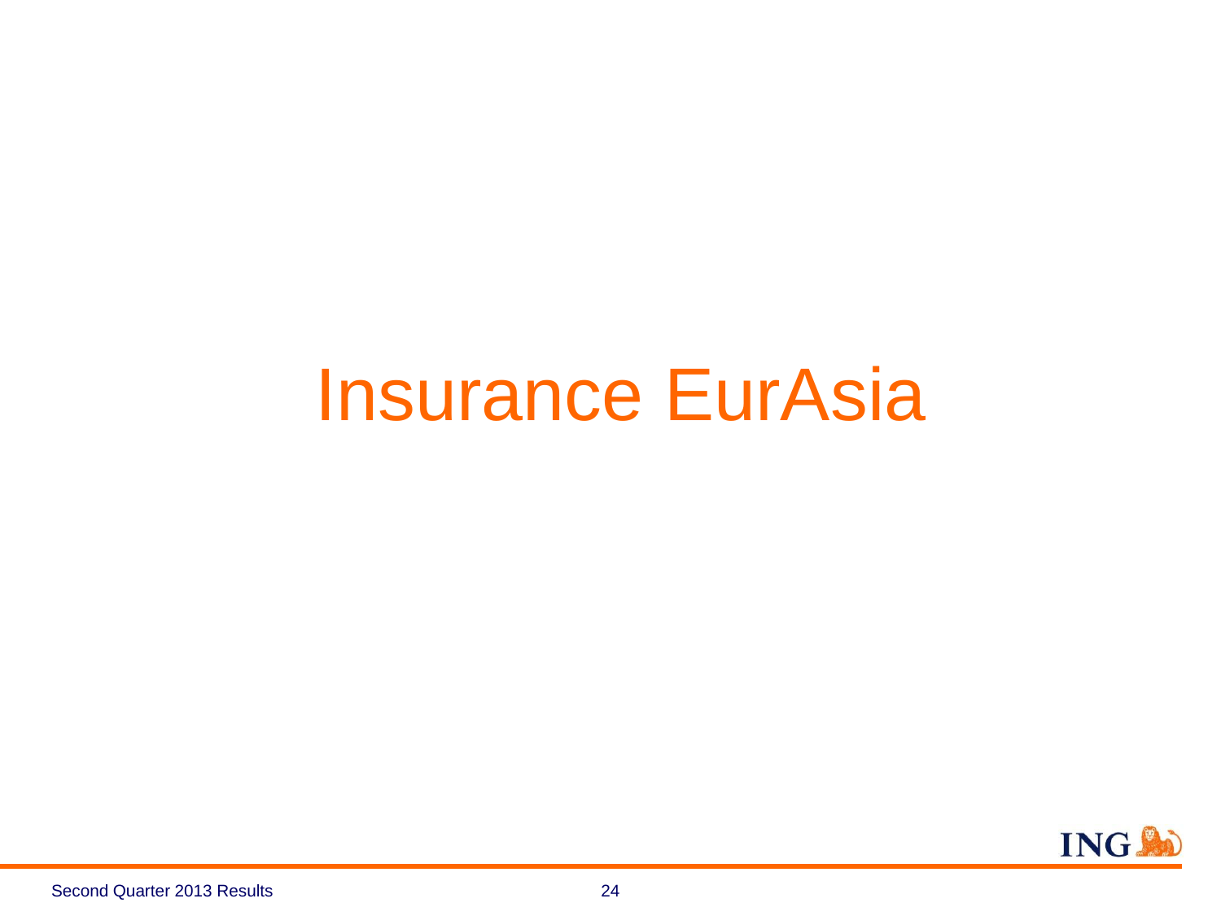# Insurance EurAsia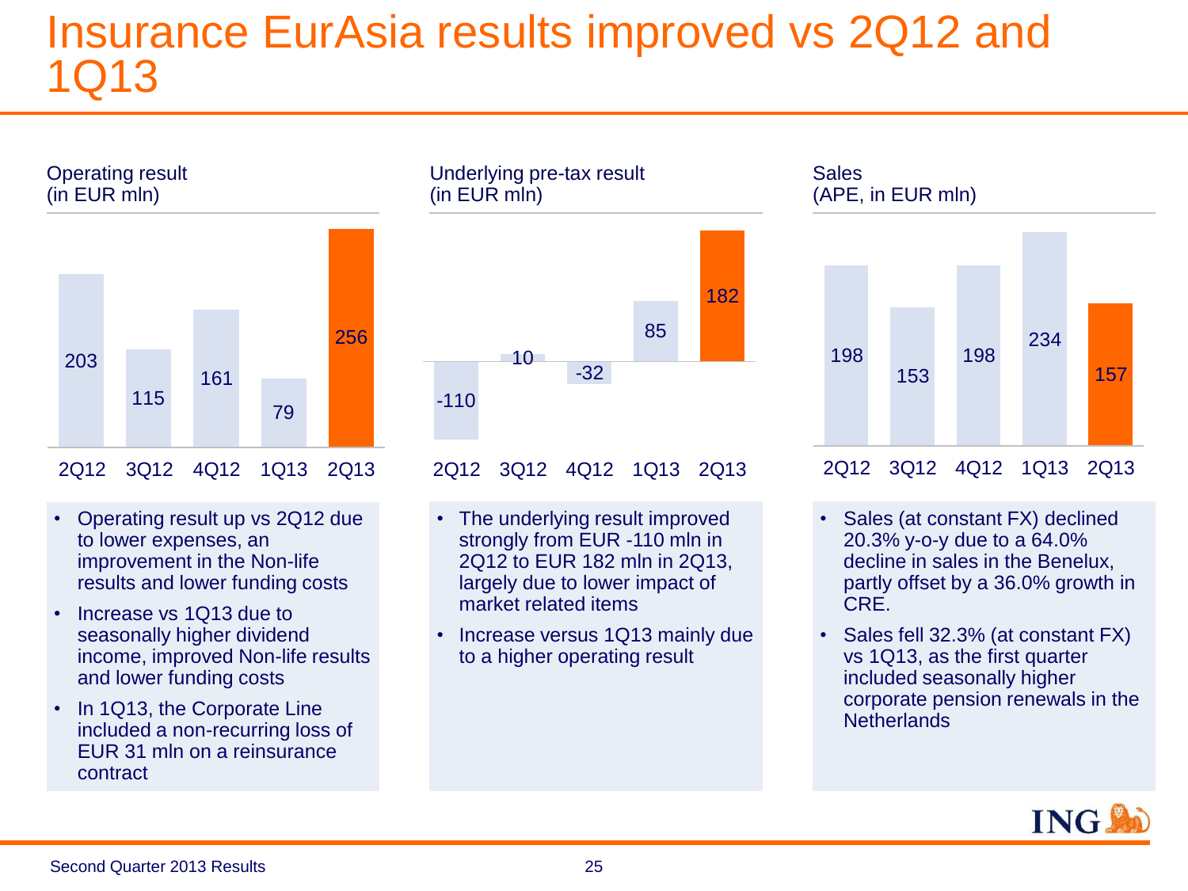# Insurance EurAsia results improved vs 2Q12 and 1Q13

Operating result
(in EUR mln)

203
115
161
79
256

2Q12 3Q12 4Q12 1Q13 2Q13

- Operating result up vs 2Q12 due to lower expenses, an improvement in the Non-life results and lower funding costs
- Increase vs 1Q13 due to seasonally higher dividend income, improved Non-life results and lower funding costs
- In 1Q13, the Corporate Line included a non-recurring loss of EUR 31 mln on a reinsurance contract

Underlying pre-tax result
(in EUR mln)

-110
10
-32
85
182

2Q12 3Q12 4Q12 1Q13 2Q13

- The underlying result improved strongly from EUR -110 mln in 2Q12 to EUR 182 mln in 2Q13, largely due to lower impact of market related items
- Increase versus 1Q13 mainly due to a higher operating result

Sales
(APE, in EUR mln)

198
153
198
234
157

2Q12 3Q12 4Q12 1Q13 2Q13

- Sales (at constant FX) declined 20.3% y-o-y due to a 64.0% decline in sales in the Benelux, partly offset by a 36.0% growth in CRE.
- Sales fell 32.3% (at constant FX) vs 1Q13, as the first quarter included seasonally higher corporate pension renewals in the Netherlands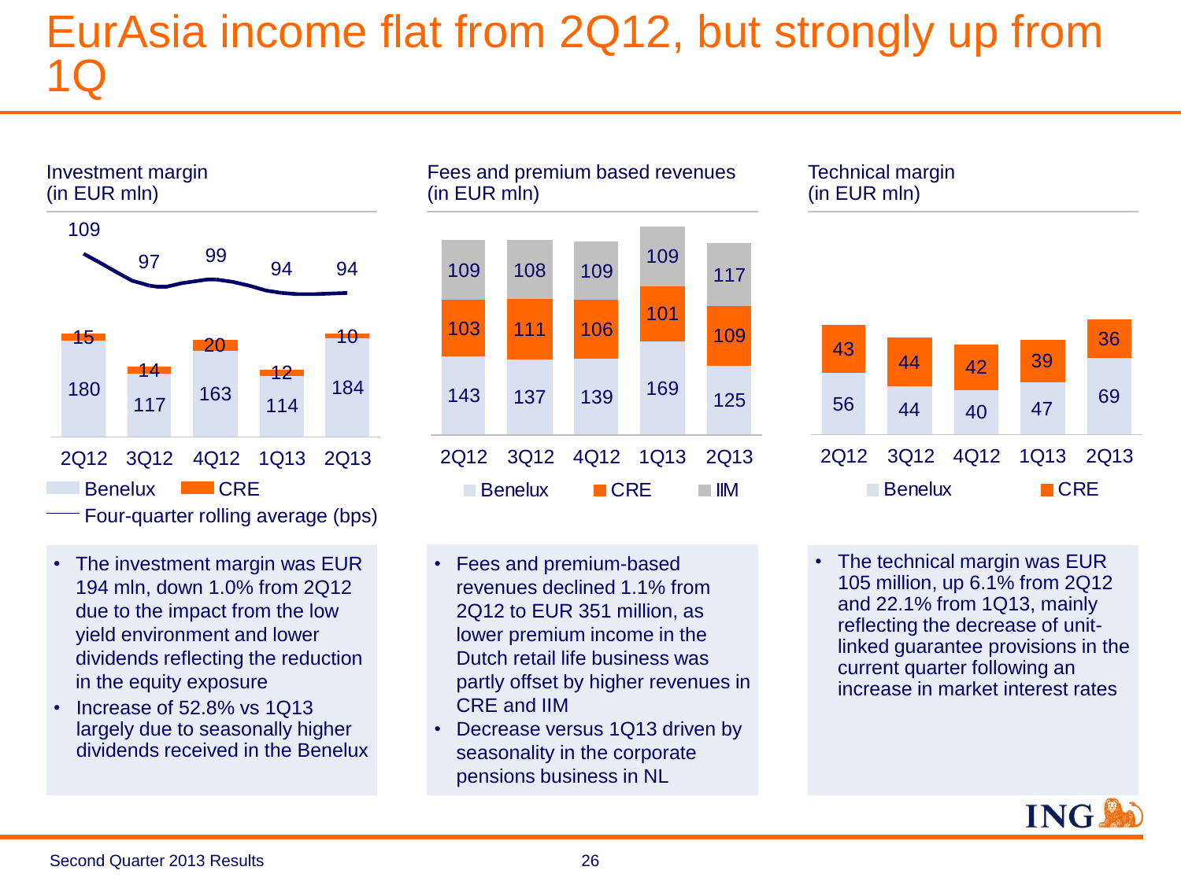# EurAsia income flat from 2Q12, but strongly up from 1Q

## Investment margin
(in EUR mln)

109 97 99 94 94

15 14 20 12 10

180 117 163 114 184

2Q12 3Q12 4Q12 1Q13 2Q13

Benelux CRE

Four-quarter rolling average (bps)

- The investment margin was EUR 194 mln, down 1.0% from 2Q12 due to the impact from the low yield environment and lower dividends reflecting the reduction in the equity exposure
- Increase of 52.8% vs 1Q13 largely due to seasonally higher dividends received in the Benelux

## Fees and premium based revenues
(in EUR mln)

109 108 109 109 117

103 111 106 101 109

143 137 139 169 125

2Q12 3Q12 4Q12 1Q13 2Q13

Benelux CRE IIM

- Fees and premium-based revenues declined 1.1% from 2Q12 to EUR 351 million, as lower premium income in the Dutch retail life business was partly offset by higher revenues in CRE and IIM
- Decrease versus 1Q13 driven by seasonality in the corporate pensions business in NL

## Technical margin
(in EUR mln)

43 44 42 39 36

56 44 40 47 69

2Q12 3Q12 4Q12 1Q13 2Q13

Benelux CRE

- The technical margin was EUR 105 million, up 6.1% from 2Q12 and 22.1% from 1Q13, mainly reflecting the decrease of unit-linked guarantee provisions in the current quarter following an increase in market interest rates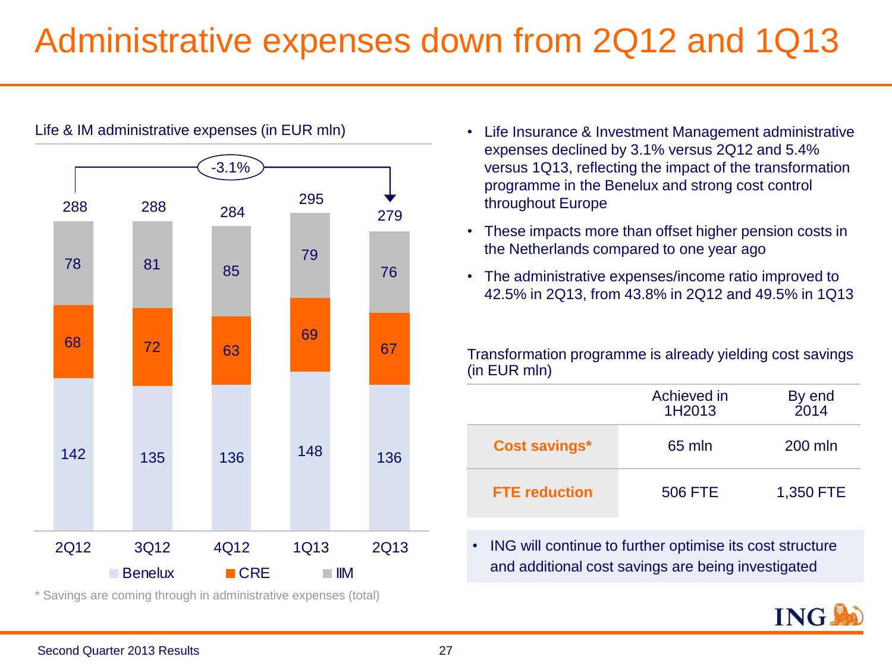# Administrative expenses down from 2Q12 and 1Q13

Life & IM administrative expenses (in EUR mln)

-3.1%

288 288 284 295 279

78 81 85 79 76

68 72 63 69 67

142 135 136 148 136

2Q12 3Q12 4Q12 1Q13 2Q13

Benelux CRE IIM

\* Savings are coming through in administrative expenses (total)

- Life Insurance & Investment Management administrative expenses declined by 3.1% versus 2Q12 and 5.4% versus 1Q13, reflecting the impact of the transformation programme in the Benelux and strong cost control throughout Europe
- These impacts more than offset higher pension costs in the Netherlands compared to one year ago
- The administrative expenses/income ratio improved to 42.5% in 2Q13, from 43.8% in 2Q12 and 49.5% in 1Q13

Transformation programme is already yielding cost savings (in EUR mln)

| | Achieved in 1H2013 | By end 2014 |
|---|---|---|
| **Cost savings*** | 65 mln | 200 mln |
| **FTE reduction** | 506 FTE | 1,350 FTE |

- ING will continue to further optimise its cost structure and additional cost savings are being investigated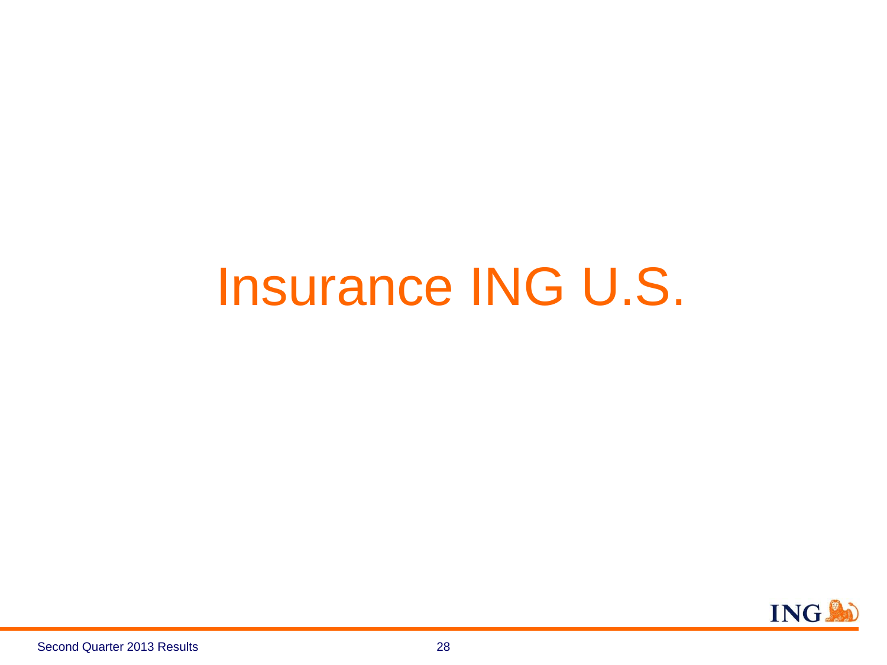# Insurance ING U.S.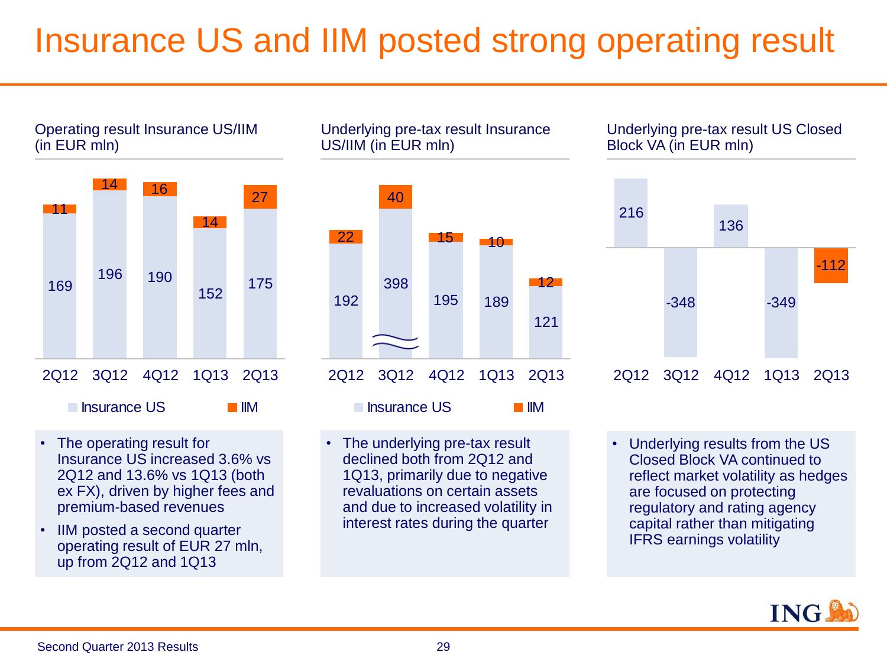# Insurance US and IIM posted strong operating result

Operating result Insurance US/IIM (in EUR mln)

2Q12: 169, 11
3Q12: 196, 14
4Q12: 190, 16
1Q13: 152, 14
2Q13: 175, 27

Insurance US | IIM

- The operating result for Insurance US increased 3.6% vs 2Q12 and 13.6% vs 1Q13 (both ex FX), driven by higher fees and premium-based revenues
- IIM posted a second quarter operating result of EUR 27 mln, up from 2Q12 and 1Q13

Underlying pre-tax result Insurance US/IIM (in EUR mln)

2Q12: 192, 22
3Q12: 398, 40
4Q12: 195, 15
1Q13: 189, 10
2Q13: 121, 12

Insurance US | IIM

- The underlying pre-tax result declined both from 2Q12 and 1Q13, primarily due to negative revaluations on certain assets and due to increased volatility in interest rates during the quarter

Underlying pre-tax result US Closed Block VA (in EUR mln)

2Q12: 216
3Q12: -348
4Q12: 136
1Q13: -349
2Q13: -112

- Underlying results from the US Closed Block VA continued to reflect market volatility as hedges are focused on protecting regulatory and rating agency capital rather than mitigating IFRS earnings volatility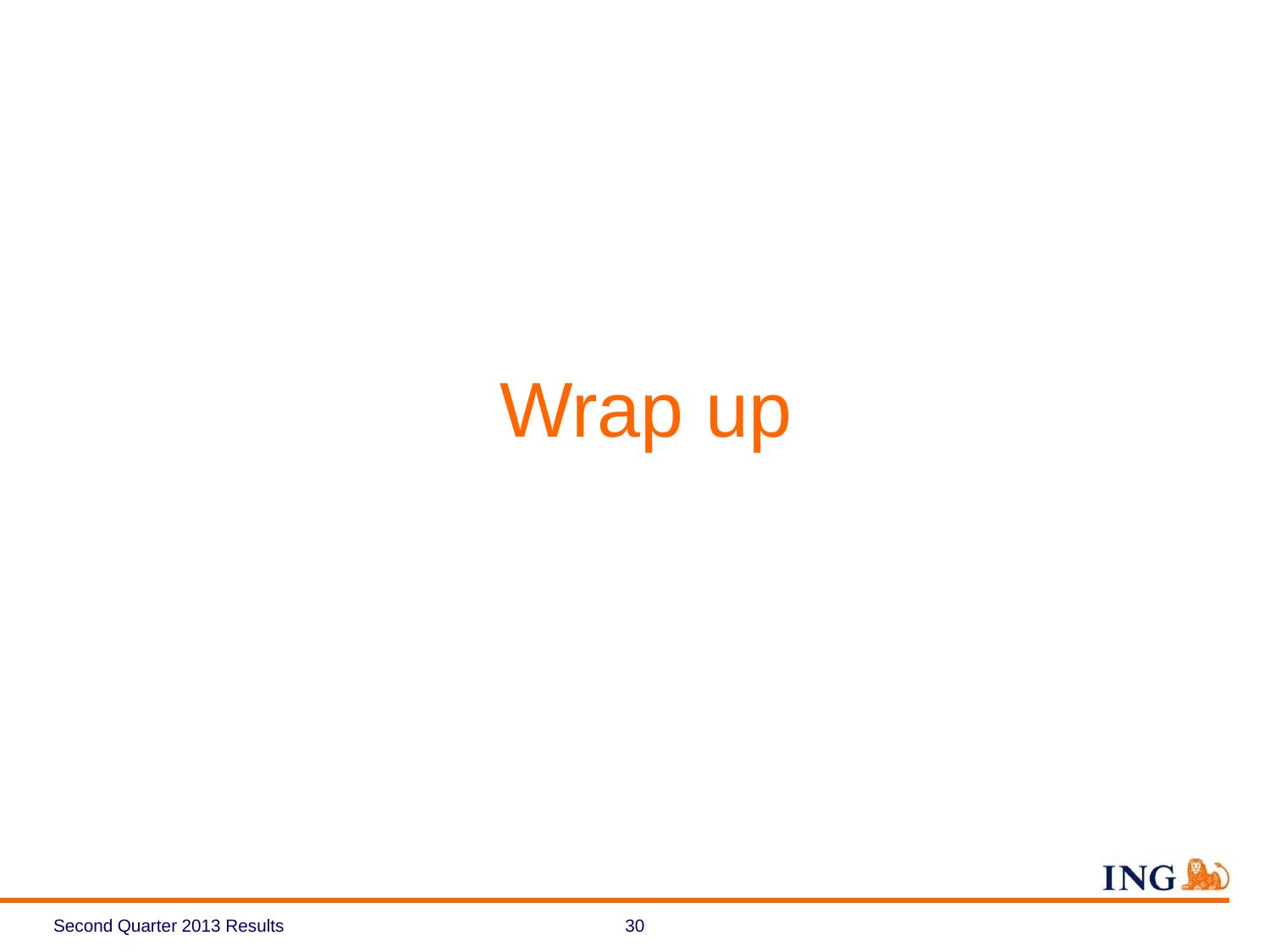# Wrap up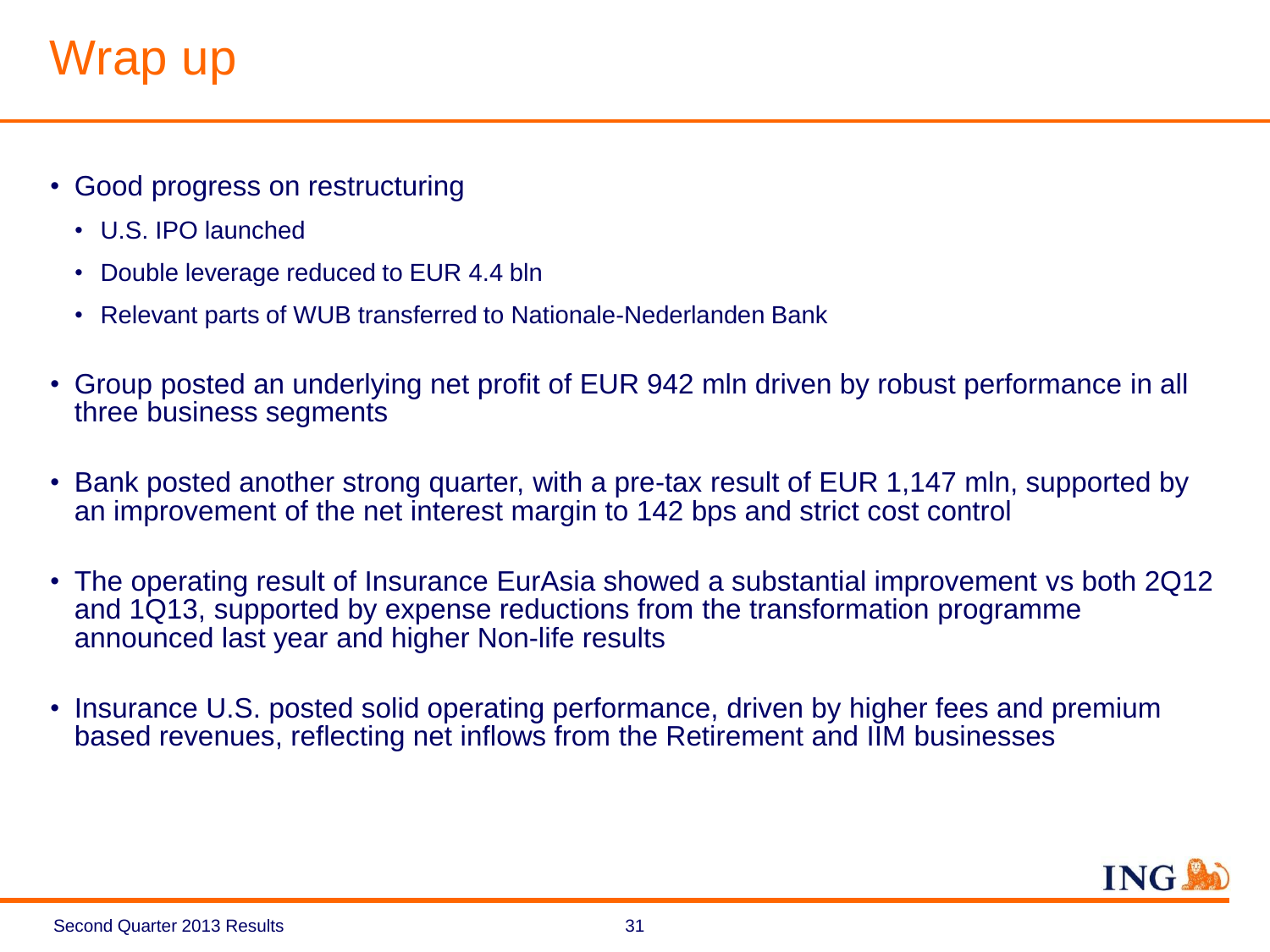# Wrap up

- Good progress on restructuring
  - U.S. IPO launched
  - Double leverage reduced to EUR 4.4 bln
  - Relevant parts of WUB transferred to Nationale-Nederlanden Bank
- Group posted an underlying net profit of EUR 942 mln driven by robust performance in all three business segments
- Bank posted another strong quarter, with a pre-tax result of EUR 1,147 mln, supported by an improvement of the net interest margin to 142 bps and strict cost control
- The operating result of Insurance EurAsia showed a substantial improvement vs both 2Q12 and 1Q13, supported by expense reductions from the transformation programme announced last year and higher Non-life results
- Insurance U.S. posted solid operating performance, driven by higher fees and premium based revenues, reflecting net inflows from the Retirement and IIM businesses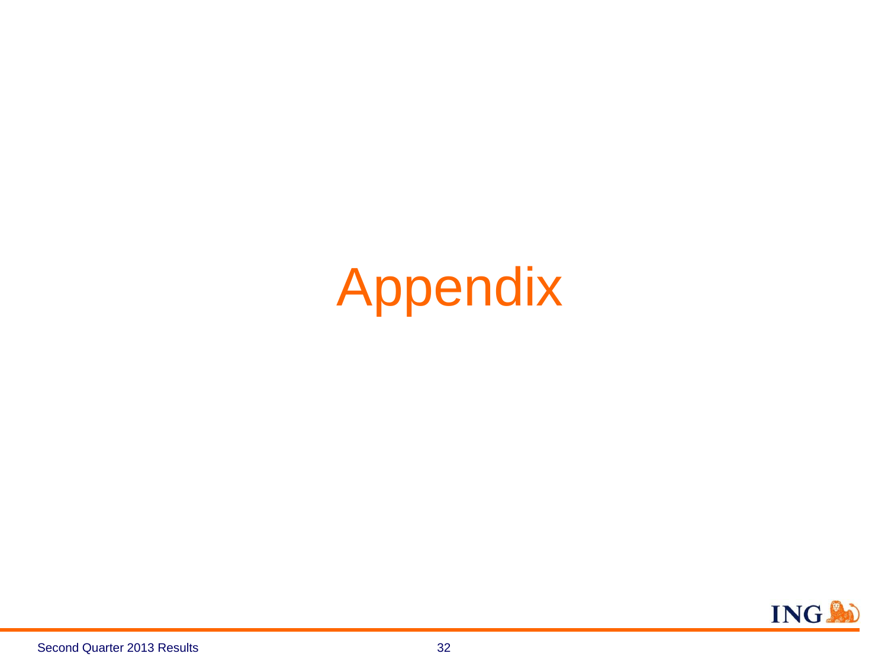# Appendix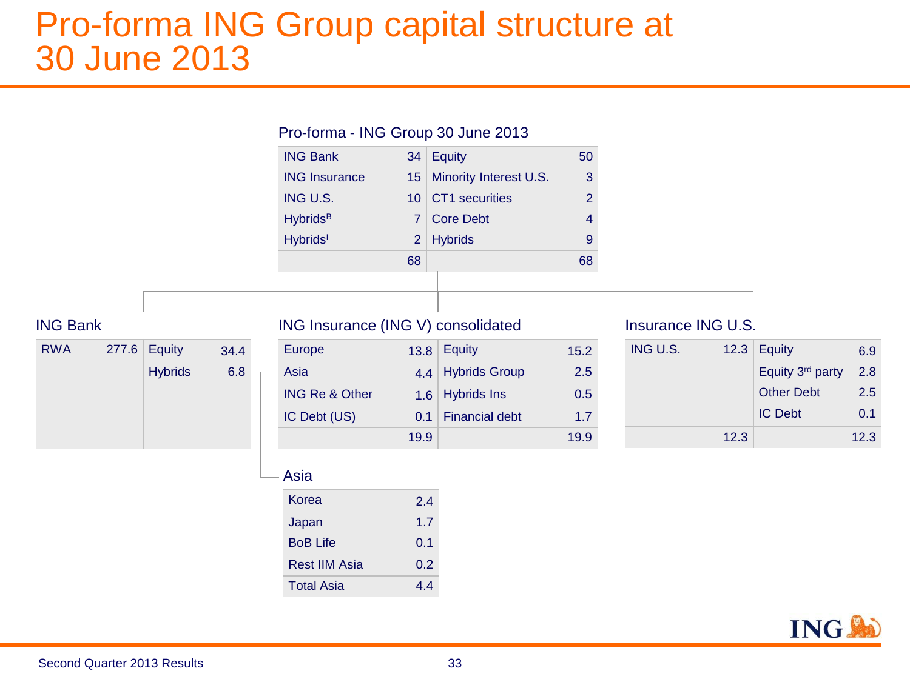# Pro-forma ING Group capital structure at 30 June 2013

### Pro-forma - ING Group 30 June 2013

| | | | |
|---|---|---|---|
| ING Bank | 34 | Equity | 50 |
| ING Insurance | 15 | Minority Interest U.S. | 3 |
| ING U.S. | 10 | CT1 securities | 2 |
| Hybrids[B] | 7 | Core Debt | 4 |
| Hybrids[I] | 2 | Hybrids | 9 |
| | 68 | | 68 |

### ING Bank

| | | | |
|---|---|---|---|
| RWA | 277.6 | Equity | 34.4 |
| | | Hybrids | 6.8 |

### ING Insurance (ING V) consolidated

| | | | |
|---|---|---|---|
| Europe | 13.8 | Equity | 15.2 |
| Asia | 4.4 | Hybrids Group | 2.5 |
| ING Re & Other | 1.6 | Hybrids Ins | 0.5 |
| IC Debt (US) | 0.1 | Financial debt | 1.7 |
| | 19.9 | | 19.9 |

### Insurance ING U.S.

| | | | |
|---|---|---|---|
| ING U.S. | 12.3 | Equity | 6.9 |
| | | Equity 3rd party | 2.8 |
| | | Other Debt | 2.5 |
| | | IC Debt | 0.1 |
| | 12.3 | | 12.3 |

### Asia

| | |
|---|---|
| Korea | 2.4 |
| Japan | 1.7 |
| BoB Life | 0.1 |
| Rest IIM Asia | 0.2 |
| Total Asia | 4.4 |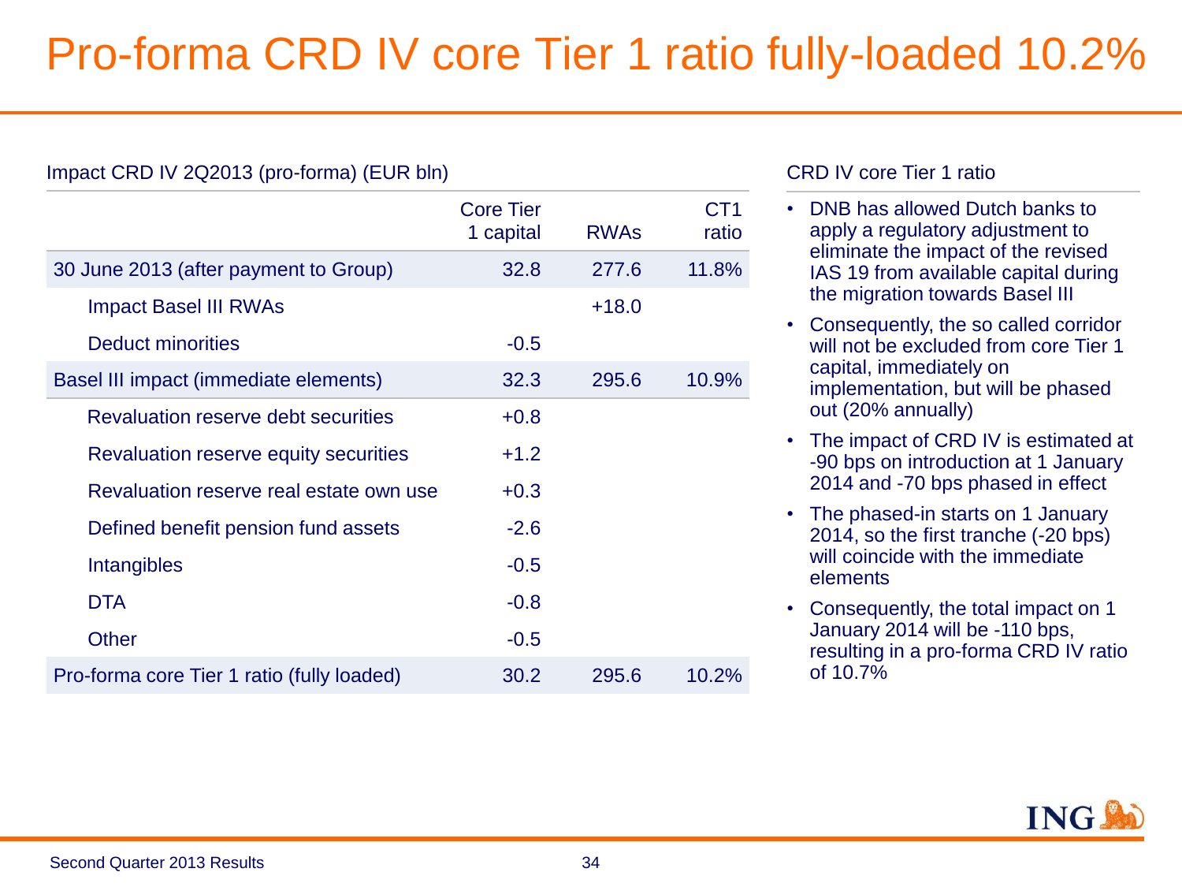# Pro-forma CRD IV core Tier 1 ratio fully-loaded 10.2%

Impact CRD IV 2Q2013 (pro-forma) (EUR bln)

| | Core Tier 1 capital | RWAs | CT1 ratio |
|---|---|---|---|
| 30 June 2013 (after payment to Group) | 32.8 | 277.6 | 11.8% |
| Impact Basel III RWAs | | +18.0 | |
| Deduct minorities | -0.5 | | |
| Basel III impact (immediate elements) | 32.3 | 295.6 | 10.9% |
| Revaluation reserve debt securities | +0.8 | | |
| Revaluation reserve equity securities | +1.2 | | |
| Revaluation reserve real estate own use | +0.3 | | |
| Defined benefit pension fund assets | -2.6 | | |
| Intangibles | -0.5 | | |
| DTA | -0.8 | | |
| Other | -0.5 | | |
| Pro-forma core Tier 1 ratio (fully loaded) | 30.2 | 295.6 | 10.2% |

CRD IV core Tier 1 ratio

- DNB has allowed Dutch banks to apply a regulatory adjustment to eliminate the impact of the revised IAS 19 from available capital during the migration towards Basel III
- Consequently, the so called corridor will not be excluded from core Tier 1 capital, immediately on implementation, but will be phased out (20% annually)
- The impact of CRD IV is estimated at -90 bps on introduction at 1 January 2014 and -70 bps phased in effect
- The phased-in starts on 1 January 2014, so the first tranche (-20 bps) will coincide with the immediate elements
- Consequently, the total impact on 1 January 2014 will be -110 bps, resulting in a pro-forma CRD IV ratio of 10.7%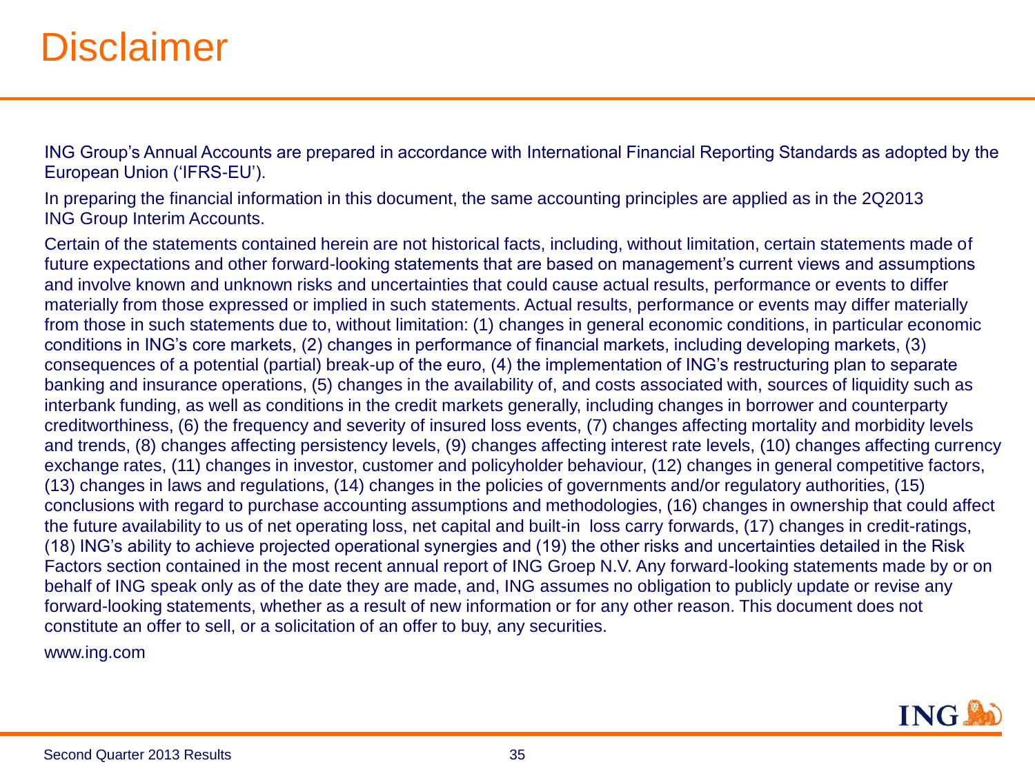# Disclaimer

ING Group's Annual Accounts are prepared in accordance with International Financial Reporting Standards as adopted by the European Union ('IFRS-EU').

In preparing the financial information in this document, the same accounting principles are applied as in the 2Q2013 ING Group Interim Accounts.

Certain of the statements contained herein are not historical facts, including, without limitation, certain statements made of future expectations and other forward-looking statements that are based on management's current views and assumptions and involve known and unknown risks and uncertainties that could cause actual results, performance or events to differ materially from those expressed or implied in such statements. Actual results, performance or events may differ materially from those in such statements due to, without limitation: (1) changes in general economic conditions, in particular economic conditions in ING's core markets, (2) changes in performance of financial markets, including developing markets, (3) consequences of a potential (partial) break-up of the euro, (4) the implementation of ING's restructuring plan to separate banking and insurance operations, (5) changes in the availability of, and costs associated with, sources of liquidity such as interbank funding, as well as conditions in the credit markets generally, including changes in borrower and counterparty creditworthiness, (6) the frequency and severity of insured loss events, (7) changes affecting mortality and morbidity levels and trends, (8) changes affecting persistency levels, (9) changes affecting interest rate levels, (10) changes affecting currency exchange rates, (11) changes in investor, customer and policyholder behaviour, (12) changes in general competitive factors, (13) changes in laws and regulations, (14) changes in the policies of governments and/or regulatory authorities, (15) conclusions with regard to purchase accounting assumptions and methodologies, (16) changes in ownership that could affect the future availability to us of net operating loss, net capital and built-in loss carry forwards, (17) changes in credit-ratings, (18) ING's ability to achieve projected operational synergies and (19) the other risks and uncertainties detailed in the Risk Factors section contained in the most recent annual report of ING Groep N.V. Any forward-looking statements made by or on behalf of ING speak only as of the date they are made, and, ING assumes no obligation to publicly update or revise any forward-looking statements, whether as a result of new information or for any other reason. This document does not constitute an offer to sell, or a solicitation of an offer to buy, any securities.

www.ing.com